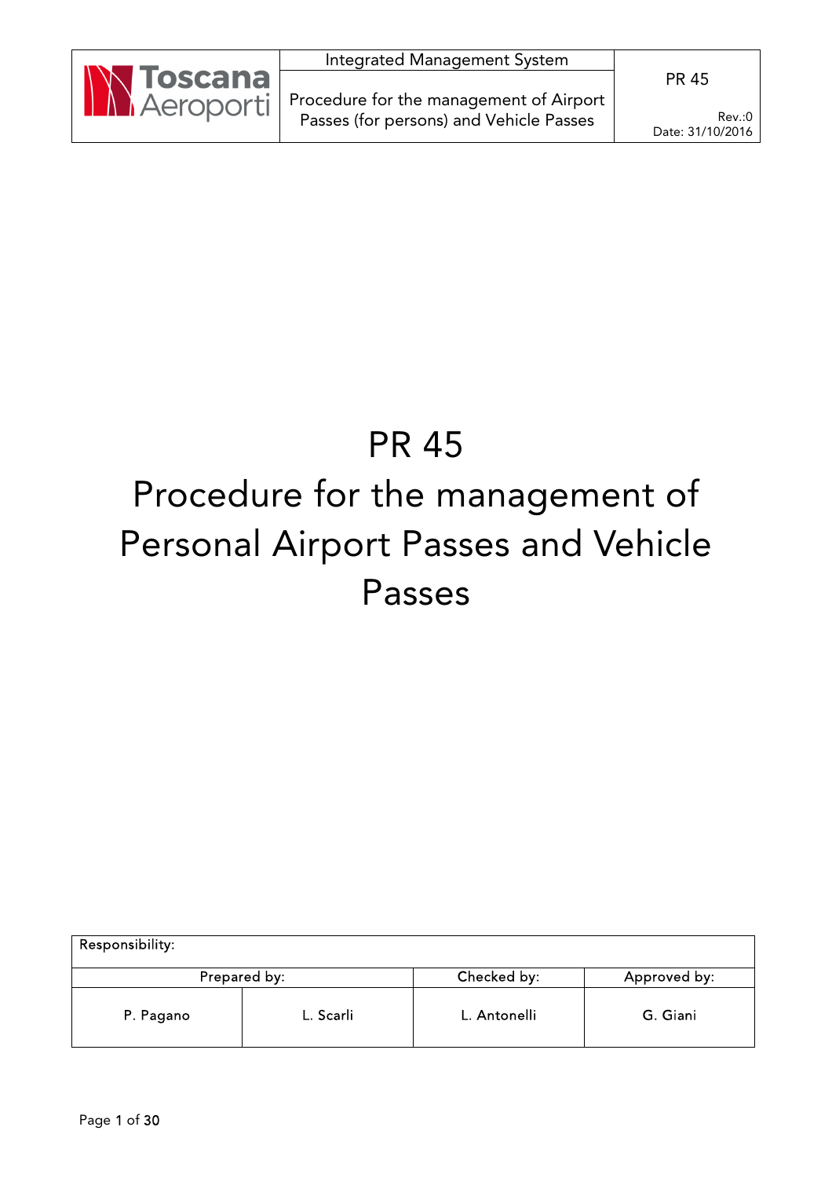# PR 45

# Procedure for the management of Personal Airport Passes and Vehicle Passes

| Responsibility: | | | |
|---|---|---|---|
| Prepared by: | | Checked by: | Approved by: |
| P. Pagano | L. Scarli | L. Antonelli | G. Giani |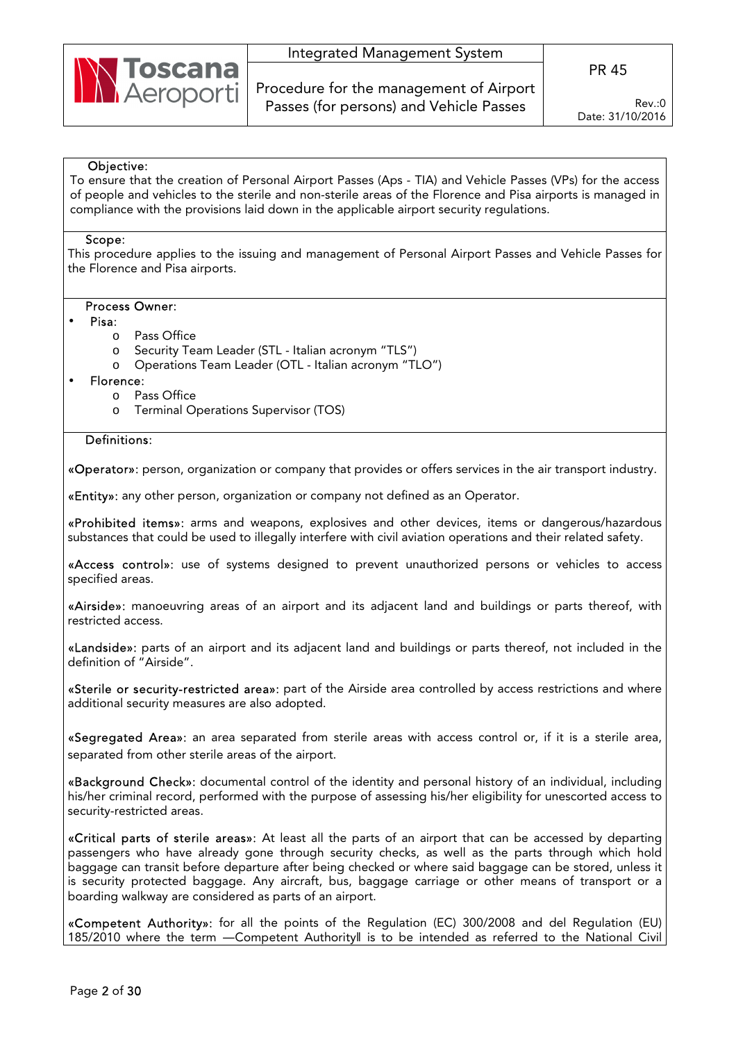**Objective:**

To ensure that the creation of Personal Airport Passes (Aps - TIA) and Vehicle Passes (VPs) for the access of people and vehicles to the sterile and non-sterile areas of the Florence and Pisa airports is managed in compliance with the provisions laid down in the applicable airport security regulations.

**Scope:**

This procedure applies to the issuing and management of Personal Airport Passes and Vehicle Passes for the Florence and Pisa airports.

**Process Owner:**

- Pisa:
  - Pass Office
  - Security Team Leader (STL - Italian acronym "TLS")
  - Operations Team Leader (OTL - Italian acronym "TLO")
- Florence:
  - Pass Office
  - Terminal Operations Supervisor (TOS)

**Definitions:**

«Operator»: person, organization or company that provides or offers services in the air transport industry.

«Entity»: any other person, organization or company not defined as an Operator.

«Prohibited items»: arms and weapons, explosives and other devices, items or dangerous/hazardous substances that could be used to illegally interfere with civil aviation operations and their related safety.

«Access control»: use of systems designed to prevent unauthorized persons or vehicles to access specified areas.

«Airside»: manoeuvring areas of an airport and its adjacent land and buildings or parts thereof, with restricted access.

«Landside»: parts of an airport and its adjacent land and buildings or parts thereof, not included in the definition of "Airside".

«Sterile or security-restricted area»: part of the Airside area controlled by access restrictions and where additional security measures are also adopted.

«Segregated Area»: an area separated from sterile areas with access control or, if it is a sterile area, separated from other sterile areas of the airport.

«Background Check»: documental control of the identity and personal history of an individual, including his/her criminal record, performed with the purpose of assessing his/her eligibility for unescorted access to security-restricted areas.

«Critical parts of sterile areas»: At least all the parts of an airport that can be accessed by departing passengers who have already gone through security checks, as well as the parts through which hold baggage can transit before departure after being checked or where said baggage can be stored, unless it is security protected baggage. Any aircraft, bus, baggage carriage or other means of transport or a boarding walkway are considered as parts of an airport.

«Competent Authority»: for all the points of the Regulation (EC) 300/2008 and del Regulation (EU) 185/2010 where the term ―Competent Authority‖ is to be intended as referred to the National Civil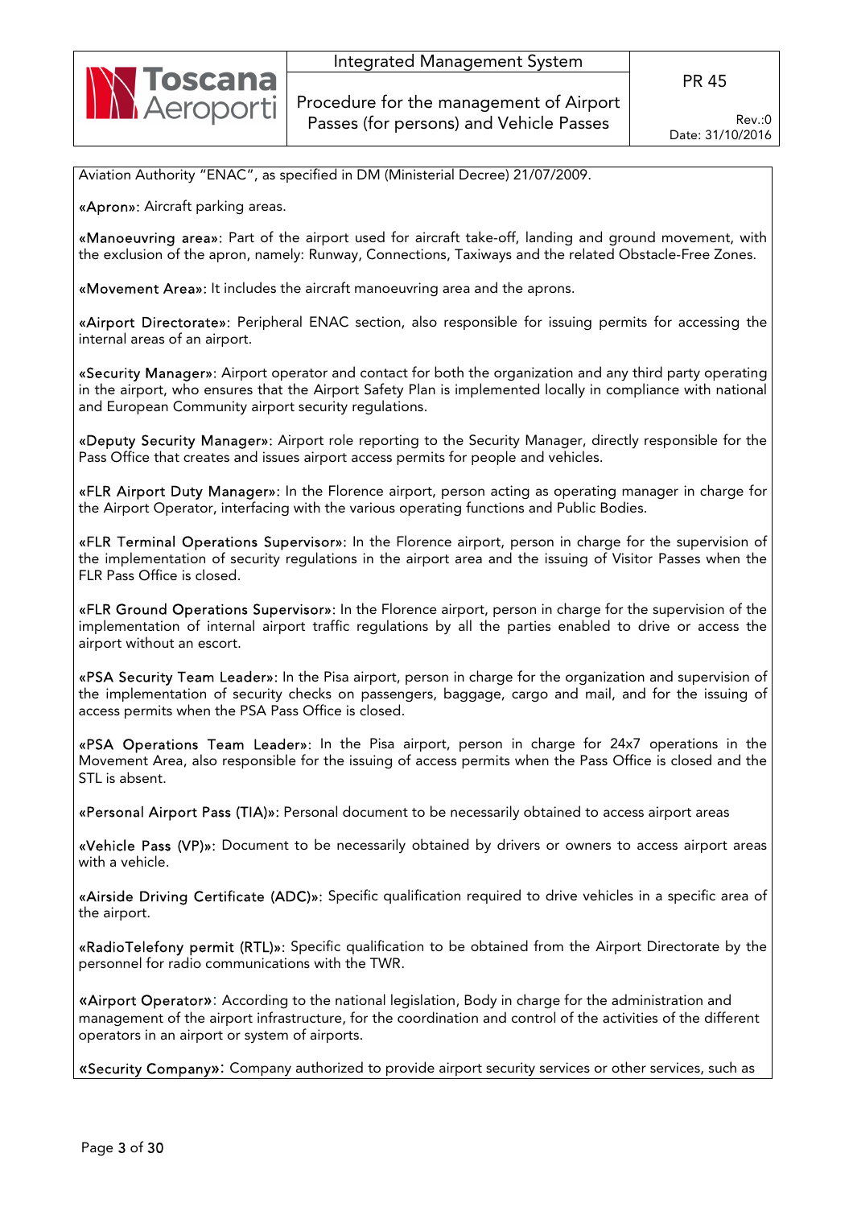Aviation Authority "ENAC", as specified in DM (Ministerial Decree) 21/07/2009.

«Apron»: Aircraft parking areas.

«Manoeuvring area»: Part of the airport used for aircraft take-off, landing and ground movement, with the exclusion of the apron, namely: Runway, Connections, Taxiways and the related Obstacle-Free Zones.

«Movement Area»: It includes the aircraft manoeuvring area and the aprons.

«Airport Directorate»: Peripheral ENAC section, also responsible for issuing permits for accessing the internal areas of an airport.

«Security Manager»: Airport operator and contact for both the organization and any third party operating in the airport, who ensures that the Airport Safety Plan is implemented locally in compliance with national and European Community airport security regulations.

«Deputy Security Manager»: Airport role reporting to the Security Manager, directly responsible for the Pass Office that creates and issues airport access permits for people and vehicles.

«FLR Airport Duty Manager»: In the Florence airport, person acting as operating manager in charge for the Airport Operator, interfacing with the various operating functions and Public Bodies.

«FLR Terminal Operations Supervisor»: In the Florence airport, person in charge for the supervision of the implementation of security regulations in the airport area and the issuing of Visitor Passes when the FLR Pass Office is closed.

«FLR Ground Operations Supervisor»: In the Florence airport, person in charge for the supervision of the implementation of internal airport traffic regulations by all the parties enabled to drive or access the airport without an escort.

«PSA Security Team Leader»: In the Pisa airport, person in charge for the organization and supervision of the implementation of security checks on passengers, baggage, cargo and mail, and for the issuing of access permits when the PSA Pass Office is closed.

«PSA Operations Team Leader»: In the Pisa airport, person in charge for 24x7 operations in the Movement Area, also responsible for the issuing of access permits when the Pass Office is closed and the STL is absent.

«Personal Airport Pass (TIA)»: Personal document to be necessarily obtained to access airport areas

«Vehicle Pass (VP)»: Document to be necessarily obtained by drivers or owners to access airport areas with a vehicle.

«Airside Driving Certificate (ADC)»: Specific qualification required to drive vehicles in a specific area of the airport.

«RadioTelefony permit (RTL)»: Specific qualification to be obtained from the Airport Directorate by the personnel for radio communications with the TWR.

«Airport Operator»: According to the national legislation, Body in charge for the administration and management of the airport infrastructure, for the coordination and control of the activities of the different operators in an airport or system of airports.

«Security Company»: Company authorized to provide airport security services or other services, such as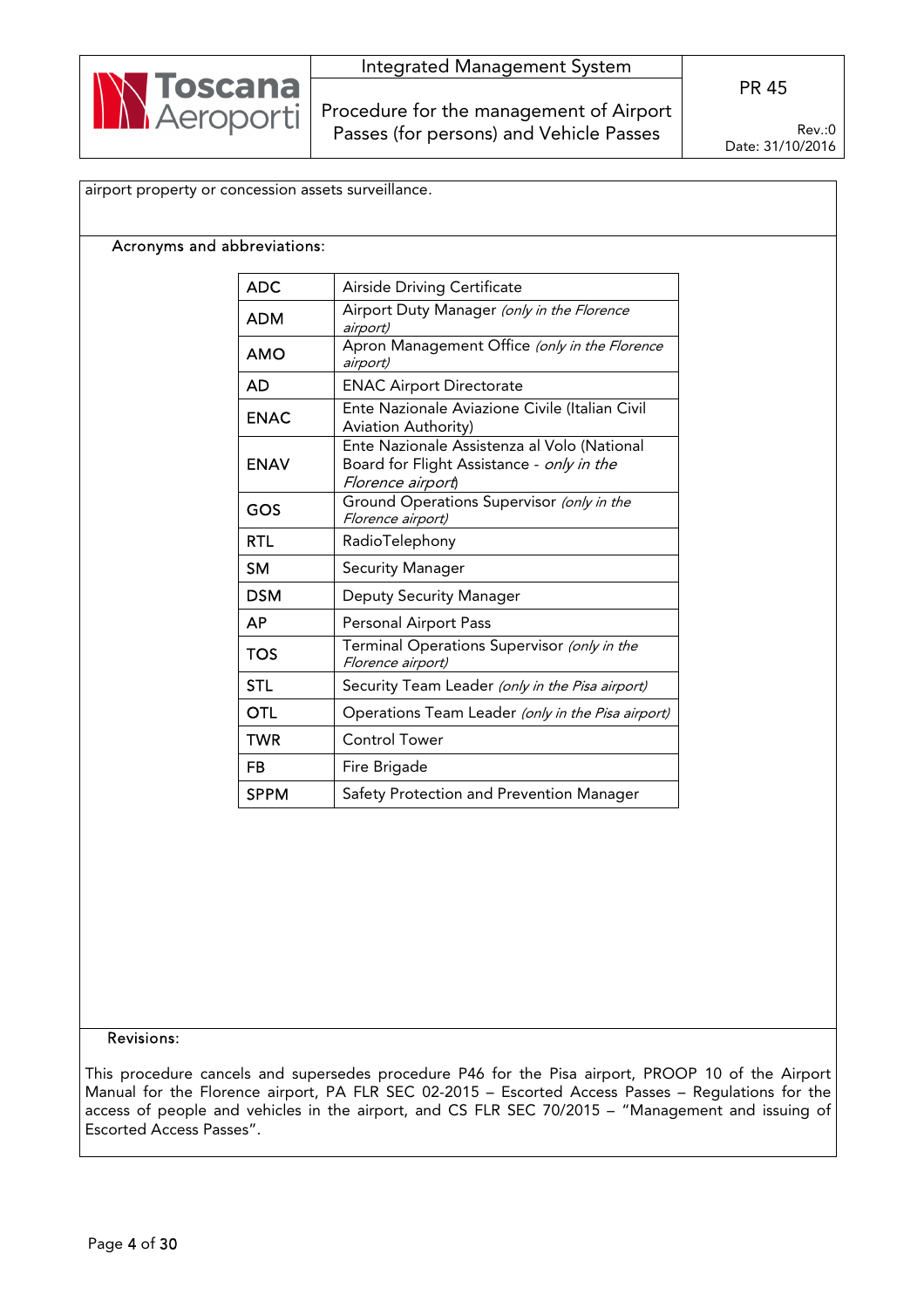airport property or concession assets surveillance.

Acronyms and abbreviations:

| | |
|---|---|
| ADC | Airside Driving Certificate |
| ADM | Airport Duty Manager *(only in the Florence airport)* |
| AMO | Apron Management Office *(only in the Florence airport)* |
| AD | ENAC Airport Directorate |
| ENAC | Ente Nazionale Aviazione Civile (Italian Civil Aviation Authority) |
| ENAV | Ente Nazionale Assistenza al Volo (National Board for Flight Assistance - *only in the Florence airport*) |
| GOS | Ground Operations Supervisor *(only in the Florence airport)* |
| RTL | RadioTelephony |
| SM | Security Manager |
| DSM | Deputy Security Manager |
| AP | Personal Airport Pass |
| TOS | Terminal Operations Supervisor *(only in the Florence airport)* |
| STL | Security Team Leader *(only in the Pisa airport)* |
| OTL | Operations Team Leader *(only in the Pisa airport)* |
| TWR | Control Tower |
| FB | Fire Brigade |
| SPPM | Safety Protection and Prevention Manager |

Revisions:

This procedure cancels and supersedes procedure P46 for the Pisa airport, PROOP 10 of the Airport Manual for the Florence airport, PA FLR SEC 02-2015 – Escorted Access Passes – Regulations for the access of people and vehicles in the airport, and CS FLR SEC 70/2015 – "Management and issuing of Escorted Access Passes".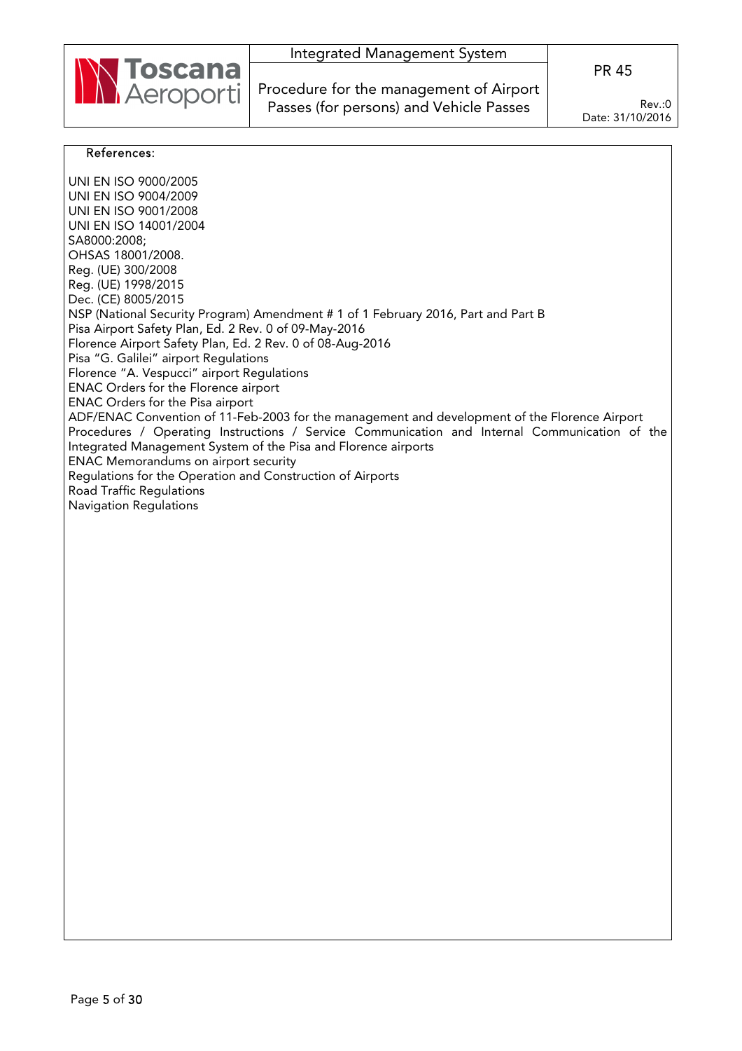References:

UNI EN ISO 9000/2005
UNI EN ISO 9004/2009
UNI EN ISO 9001/2008
UNI EN ISO 14001/2004
SA8000:2008;
OHSAS 18001/2008.
Reg. (UE) 300/2008
Reg. (UE) 1998/2015
Dec. (CE) 8005/2015
NSP (National Security Program) Amendment # 1 of 1 February 2016, Part and Part B
Pisa Airport Safety Plan, Ed. 2 Rev. 0 of 09-May-2016
Florence Airport Safety Plan, Ed. 2 Rev. 0 of 08-Aug-2016
Pisa "G. Galilei" airport Regulations
Florence "A. Vespucci" airport Regulations
ENAC Orders for the Florence airport
ENAC Orders for the Pisa airport
ADF/ENAC Convention of 11-Feb-2003 for the management and development of the Florence Airport
Procedures / Operating Instructions / Service Communication and Internal Communication of the Integrated Management System of the Pisa and Florence airports
ENAC Memorandums on airport security
Regulations for the Operation and Construction of Airports
Road Traffic Regulations
Navigation Regulations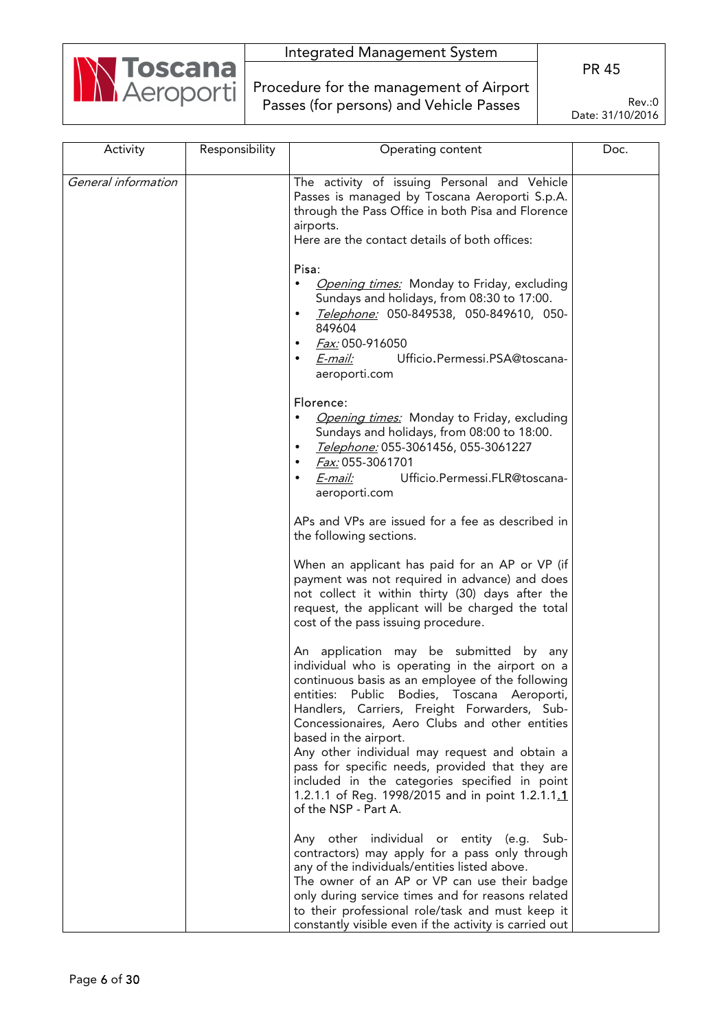| Activity | Responsibility | Operating content | Doc. |
|---|---|---|---|
| *General information* | | The activity of issuing Personal and Vehicle Passes is managed by Toscana Aeroporti S.p.A. through the Pass Office in both Pisa and Florence airports.<br>Here are the contact details of both offices:<br><br>Pisa:<br>• *Opening times:* Monday to Friday, excluding Sundays and holidays, from 08:30 to 17:00.<br>• *Telephone:* 050-849538, 050-849610, 050-849604<br>• *Fax:* 050-916050<br>• *E-mail:* Ufficio.Permessi.PSA@toscana-aeroporti.com<br><br>Florence:<br>• *Opening times:* Monday to Friday, excluding Sundays and holidays, from 08:00 to 18:00.<br>• *Telephone:* 055-3061456, 055-3061227<br>• *Fax:* 055-3061701<br>• *E-mail:* Ufficio.Permessi.FLR@toscana-aeroporti.com<br><br>APs and VPs are issued for a fee as described in the following sections.<br><br>When an applicant has paid for an AP or VP (if payment was not required in advance) and does not collect it within thirty (30) days after the request, the applicant will be charged the total cost of the pass issuing procedure.<br><br>An application may be submitted by any individual who is operating in the airport on a continuous basis as an employee of the following entities: Public Bodies, Toscana Aeroporti, Handlers, Carriers, Freight Forwarders, Sub-Concessionaires, Aero Clubs and other entities based in the airport.<br>Any other individual may request and obtain a pass for specific needs, provided that they are included in the categories specified in point 1.2.1.1 of Reg. 1998/2015 and in point 1.2.1.1.1 of the NSP - Part A.<br><br>Any other individual or entity (e.g. Sub-contractors) may apply for a pass only through any of the individuals/entities listed above.<br>The owner of an AP or VP can use their badge only during service times and for reasons related to their professional role/task and must keep it constantly visible even if the activity is carried out | |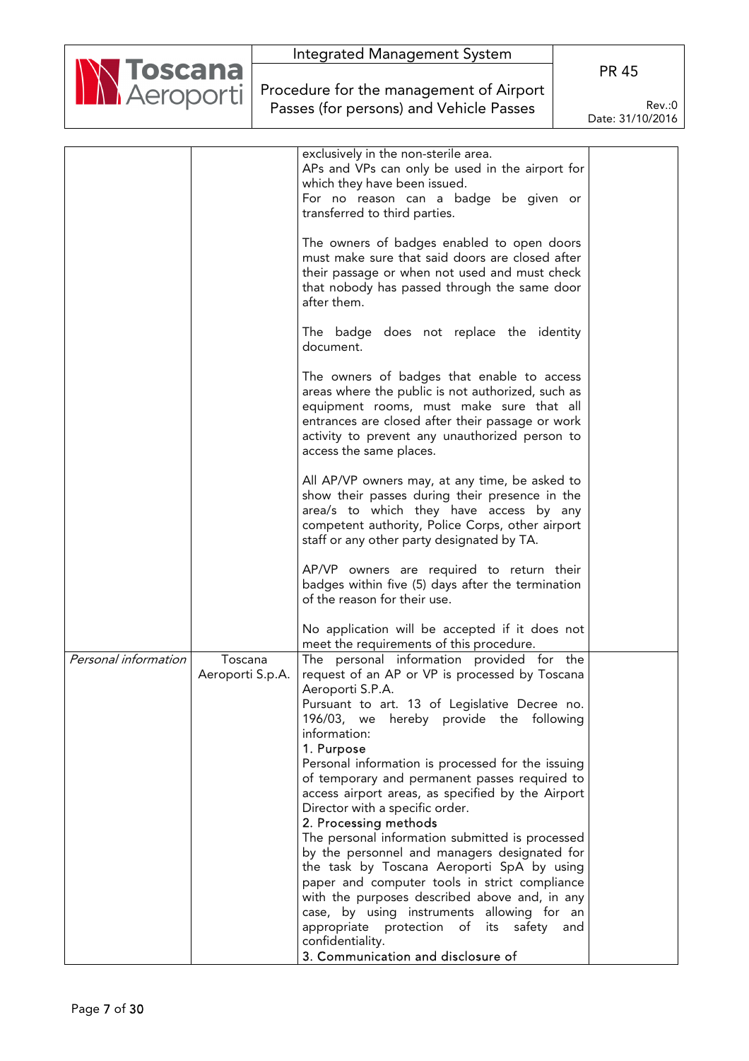| | | | |
|---|---|---|---|
| | | exclusively in the non-sterile area.<br>APs and VPs can only be used in the airport for which they have been issued.<br>For no reason can a badge be given or transferred to third parties.<br><br>The owners of badges enabled to open doors must make sure that said doors are closed after their passage or when not used and must check that nobody has passed through the same door after them.<br><br>The badge does not replace the identity document.<br><br>The owners of badges that enable to access areas where the public is not authorized, such as equipment rooms, must make sure that all entrances are closed after their passage or work activity to prevent any unauthorized person to access the same places.<br><br>All AP/VP owners may, at any time, be asked to show their passes during their presence in the area/s to which they have access by any competent authority, Police Corps, other airport staff or any other party designated by TA.<br><br>AP/VP owners are required to return their badges within five (5) days after the termination of the reason for their use.<br><br>No application will be accepted if it does not meet the requirements of this procedure. | |
| *Personal information* | Toscana Aeroporti S.p.A. | The personal information provided for the request of an AP or VP is processed by Toscana Aeroporti S.P.A.<br>Pursuant to art. 13 of Legislative Decree no. 196/03, we hereby provide the following information:<br>1. Purpose<br>Personal information is processed for the issuing of temporary and permanent passes required to access airport areas, as specified by the Airport Director with a specific order.<br>2. Processing methods<br>The personal information submitted is processed by the personnel and managers designated for the task by Toscana Aeroporti SpA by using paper and computer tools in strict compliance with the purposes described above and, in any case, by using instruments allowing for an appropriate protection of its safety and confidentiality.<br>3. Communication and disclosure of | |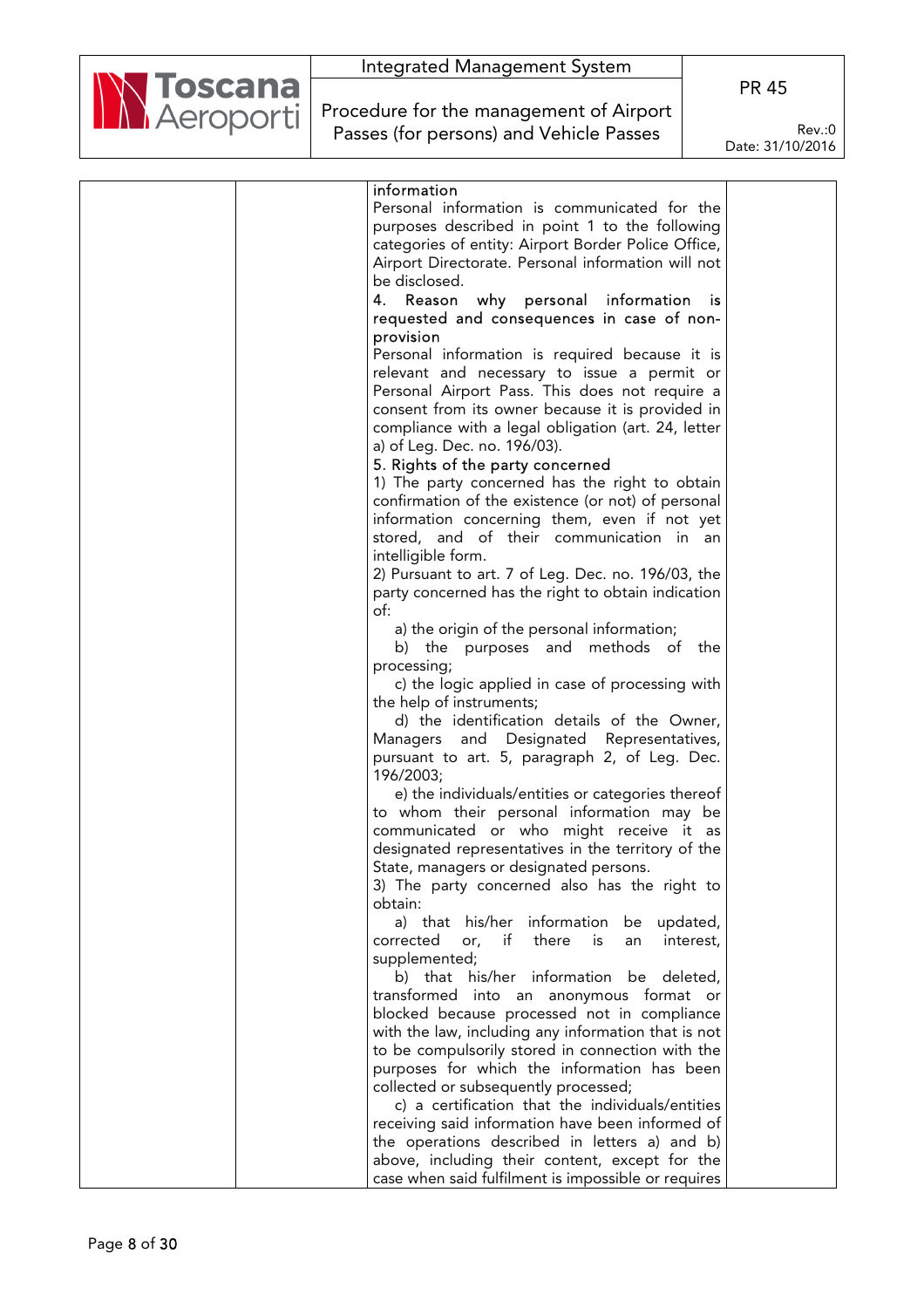| | | information<br>Personal information is communicated for the purposes described in point 1 to the following categories of entity: Airport Border Police Office, Airport Directorate. Personal information will not be disclosed.<br>4. Reason why personal information is requested and consequences in case of non-provision<br>Personal information is required because it is relevant and necessary to issue a permit or Personal Airport Pass. This does not require a consent from its owner because it is provided in compliance with a legal obligation (art. 24, letter a) of Leg. Dec. no. 196/03).<br>5. Rights of the party concerned<br>1) The party concerned has the right to obtain confirmation of the existence (or not) of personal information concerning them, even if not yet stored, and of their communication in an intelligible form.<br>2) Pursuant to art. 7 of Leg. Dec. no. 196/03, the party concerned has the right to obtain indication of:<br>a) the origin of the personal information;<br>b) the purposes and methods of the processing;<br>c) the logic applied in case of processing with the help of instruments;<br>d) the identification details of the Owner, Managers and Designated Representatives, pursuant to art. 5, paragraph 2, of Leg. Dec. 196/2003;<br>e) the individuals/entities or categories thereof to whom their personal information may be communicated or who might receive it as designated representatives in the territory of the State, managers or designated persons.<br>3) The party concerned also has the right to obtain:<br>a) that his/her information be updated, corrected or, if there is an interest, supplemented;<br>b) that his/her information be deleted, transformed into an anonymous format or blocked because processed not in compliance with the law, including any information that is not to be compulsorily stored in connection with the purposes for which the information has been collected or subsequently processed;<br>c) a certification that the individuals/entities receiving said information have been informed of the operations described in letters a) and b) above, including their content, except for the case when said fulfilment is impossible or requires | |
|---|---|---|---|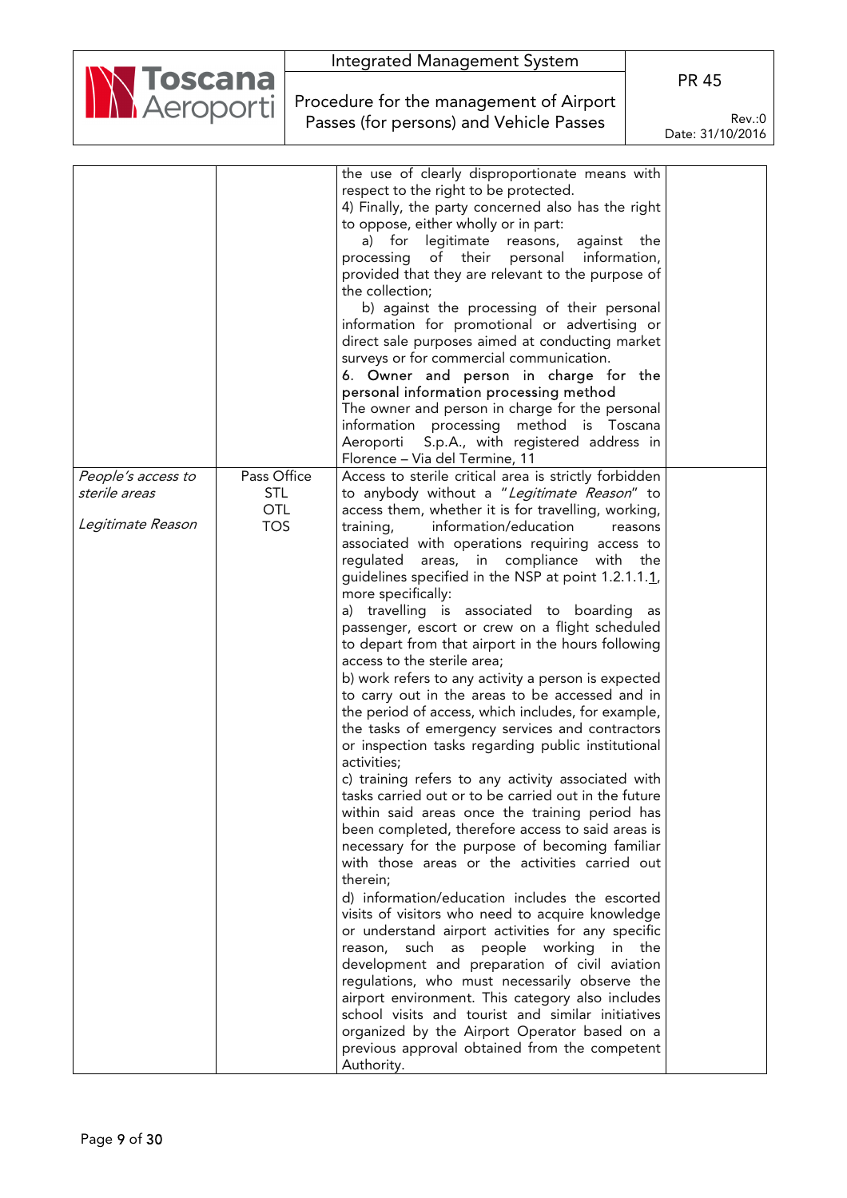| | | | |
|---|---|---|---|
| | | the use of clearly disproportionate means with respect to the right to be protected.<br>4) Finally, the party concerned also has the right to oppose, either wholly or in part:<br>a) for legitimate reasons, against the processing of their personal information, provided that they are relevant to the purpose of the collection;<br>b) against the processing of their personal information for promotional or advertising or direct sale purposes aimed at conducting market surveys or for commercial communication.<br>**6. Owner and person in charge for the personal information processing method**<br>The owner and person in charge for the personal information processing method is Toscana Aeroporti S.p.A., with registered address in Florence – Via del Termine, 11 | |
| *People's access to sterile areas*<br><br>*Legitimate Reason* | Pass Office<br>STL<br>OTL<br>TOS | Access to sterile critical area is strictly forbidden to anybody without a "*Legitimate Reason*" to access them, whether it is for travelling, working, training, information/education reasons associated with operations requiring access to regulated areas, in compliance with the guidelines specified in the NSP at point 1.2.1.1.1, more specifically:<br>a) travelling is associated to boarding as passenger, escort or crew on a flight scheduled to depart from that airport in the hours following access to the sterile area;<br>b) work refers to any activity a person is expected to carry out in the areas to be accessed and in the period of access, which includes, for example, the tasks of emergency services and contractors or inspection tasks regarding public institutional activities;<br>c) training refers to any activity associated with tasks carried out or to be carried out in the future within said areas once the training period has been completed, therefore access to said areas is necessary for the purpose of becoming familiar with those areas or the activities carried out therein;<br>d) information/education includes the escorted visits of visitors who need to acquire knowledge or understand airport activities for any specific reason, such as people working in the development and preparation of civil aviation regulations, who must necessarily observe the airport environment. This category also includes school visits and tourist and similar initiatives organized by the Airport Operator based on a previous approval obtained from the competent Authority. | |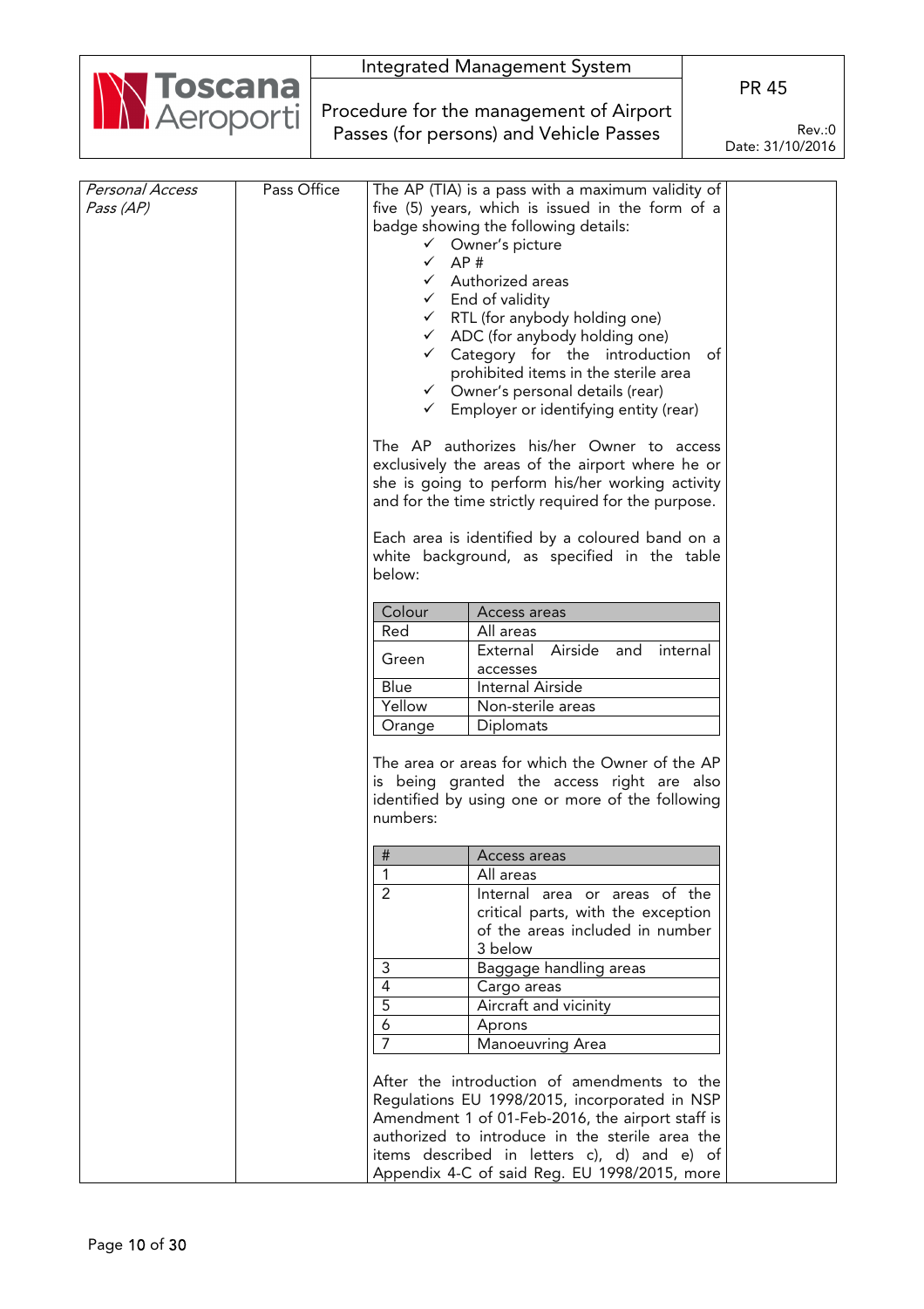| | | | |
|---|---|---|---|
| *Personal Access Pass (AP)* | Pass Office | The AP (TIA) is a pass with a maximum validity of five (5) years, which is issued in the form of a badge showing the following details:<br>✓ Owner's picture<br>✓ AP #<br>✓ Authorized areas<br>✓ End of validity<br>✓ RTL (for anybody holding one)<br>✓ ADC (for anybody holding one)<br>✓ Category for the introduction of prohibited items in the sterile area<br>✓ Owner's personal details (rear)<br>✓ Employer or identifying entity (rear)<br><br>The AP authorizes his/her Owner to access exclusively the areas of the airport where he or she is going to perform his/her working activity and for the time strictly required for the purpose.<br><br>Each area is identified by a coloured band on a white background, as specified in the table below:<br><br>**Colour — Access areas**<br>Red — All areas<br>Green — External Airside and internal accesses<br>Blue — Internal Airside<br>Yellow — Non-sterile areas<br>Orange — Diplomats<br><br>The area or areas for which the Owner of the AP is being granted the access right are also identified by using one or more of the following numbers:<br><br>**# — Access areas**<br>1 — All areas<br>2 — Internal area or areas of the critical parts, with the exception of the areas included in number 3 below<br>3 — Baggage handling areas<br>4 — Cargo areas<br>5 — Aircraft and vicinity<br>6 — Aprons<br>7 — Manoeuvring Area<br><br>After the introduction of amendments to the Regulations EU 1998/2015, incorporated in NSP Amendment 1 of 01-Feb-2016, the airport staff is authorized to introduce in the sterile area the items described in letters c), d) and e) of Appendix 4-C of said Reg. EU 1998/2015, more | |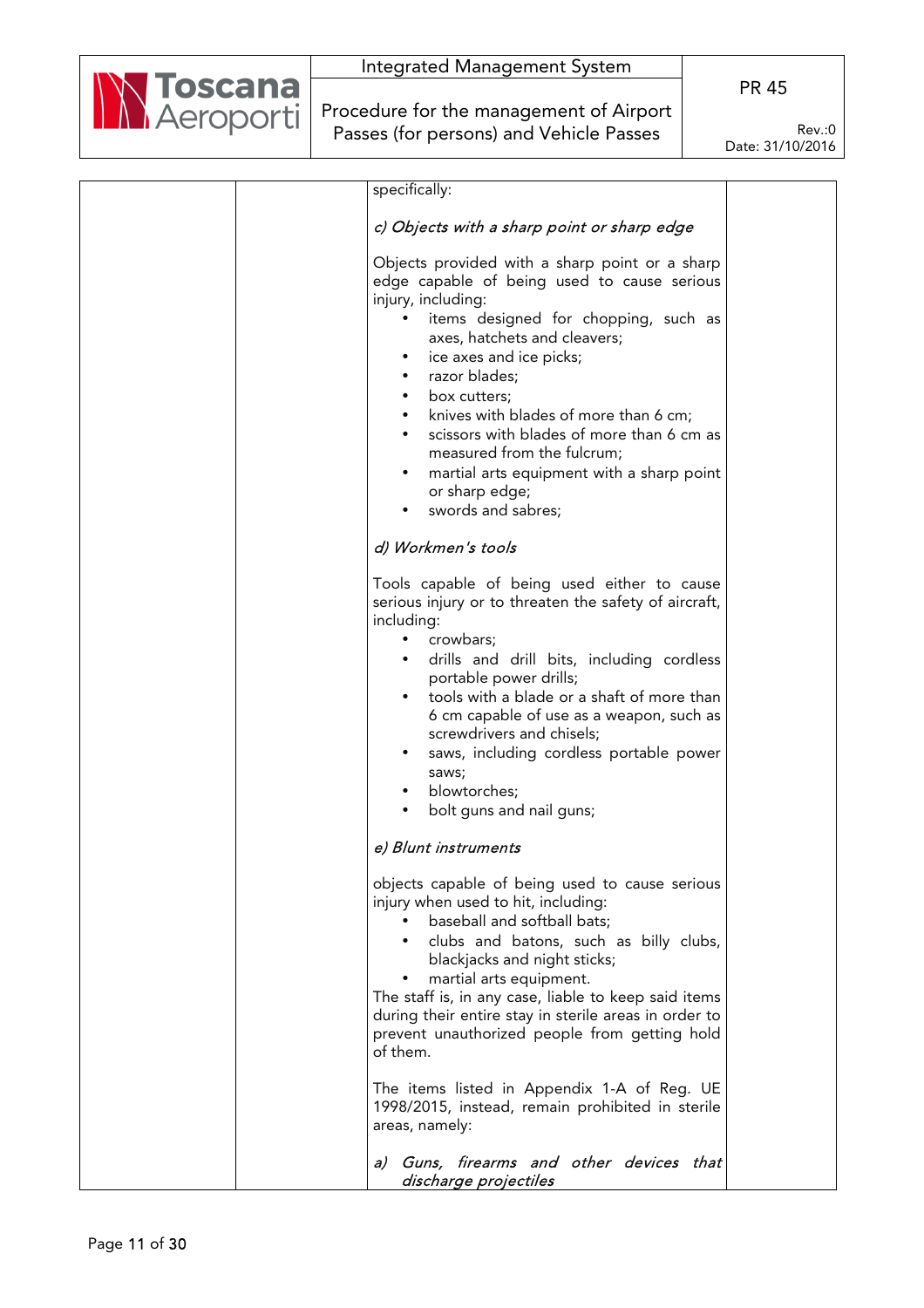specifically:

*c) Objects with a sharp point or sharp edge*

Objects provided with a sharp point or a sharp edge capable of being used to cause serious injury, including:

- items designed for chopping, such as axes, hatchets and cleavers;
- ice axes and ice picks;
- razor blades;
- box cutters;
- knives with blades of more than 6 cm;
- scissors with blades of more than 6 cm as measured from the fulcrum;
- martial arts equipment with a sharp point or sharp edge;
- swords and sabres;

*d) Workmen's tools*

Tools capable of being used either to cause serious injury or to threaten the safety of aircraft, including:

- crowbars;
- drills and drill bits, including cordless portable power drills;
- tools with a blade or a shaft of more than 6 cm capable of use as a weapon, such as screwdrivers and chisels;
- saws, including cordless portable power saws;
- blowtorches;
- bolt guns and nail guns;

*e) Blunt instruments*

objects capable of being used to cause serious injury when used to hit, including:

- baseball and softball bats;
- clubs and batons, such as billy clubs, blackjacks and night sticks;
- martial arts equipment.

The staff is, in any case, liable to keep said items during their entire stay in sterile areas in order to prevent unauthorized people from getting hold of them.

The items listed in Appendix 1-A of Reg. UE 1998/2015, instead, remain prohibited in sterile areas, namely:

*a) Guns, firearms and other devices that discharge projectiles*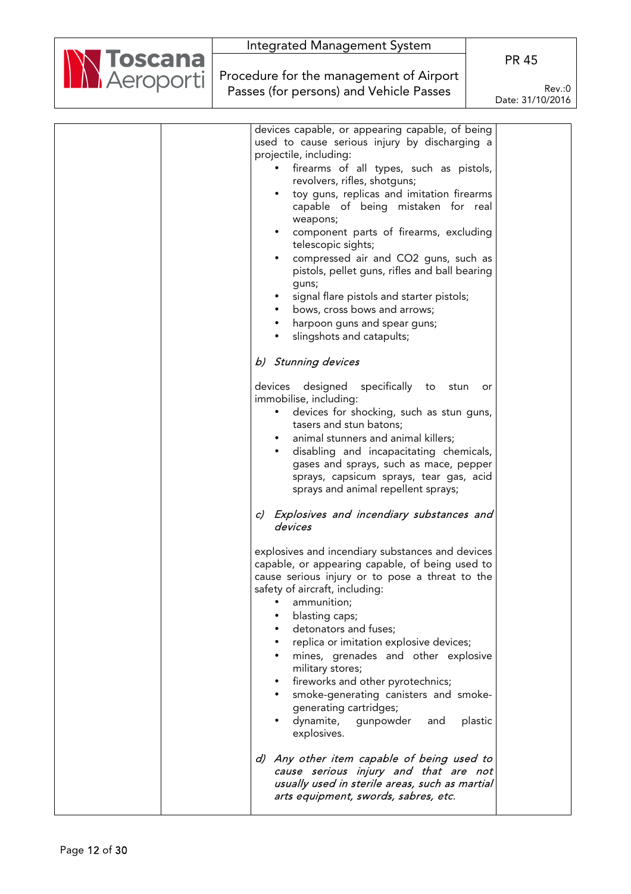devices capable, or appearing capable, of being used to cause serious injury by discharging a projectile, including:

- firearms of all types, such as pistols, revolvers, rifles, shotguns;
- toy guns, replicas and imitation firearms capable of being mistaken for real weapons;
- component parts of firearms, excluding telescopic sights;
- compressed air and $CO_2$ guns, such as pistols, pellet guns, rifles and ball bearing guns;
- signal flare pistols and starter pistols;
- bows, cross bows and arrows;
- harpoon guns and spear guns;
- slingshots and catapults;

*b) Stunning devices*

devices designed specifically to stun or immobilise, including:

- devices for shocking, such as stun guns, tasers and stun batons;
- animal stunners and animal killers;
- disabling and incapacitating chemicals, gases and sprays, such as mace, pepper sprays, capsicum sprays, tear gas, acid sprays and animal repellent sprays;

*c) Explosives and incendiary substances and devices*

explosives and incendiary substances and devices capable, or appearing capable, of being used to cause serious injury or to pose a threat to the safety of aircraft, including:

- ammunition;
- blasting caps;
- detonators and fuses;
- replica or imitation explosive devices;
- mines, grenades and other explosive military stores;
- fireworks and other pyrotechnics;
- smoke-generating canisters and smoke-generating cartridges;
- dynamite, gunpowder and plastic explosives.

*d) Any other item capable of being used to cause serious injury and that are not usually used in sterile areas, such as martial arts equipment, swords, sabres, etc.*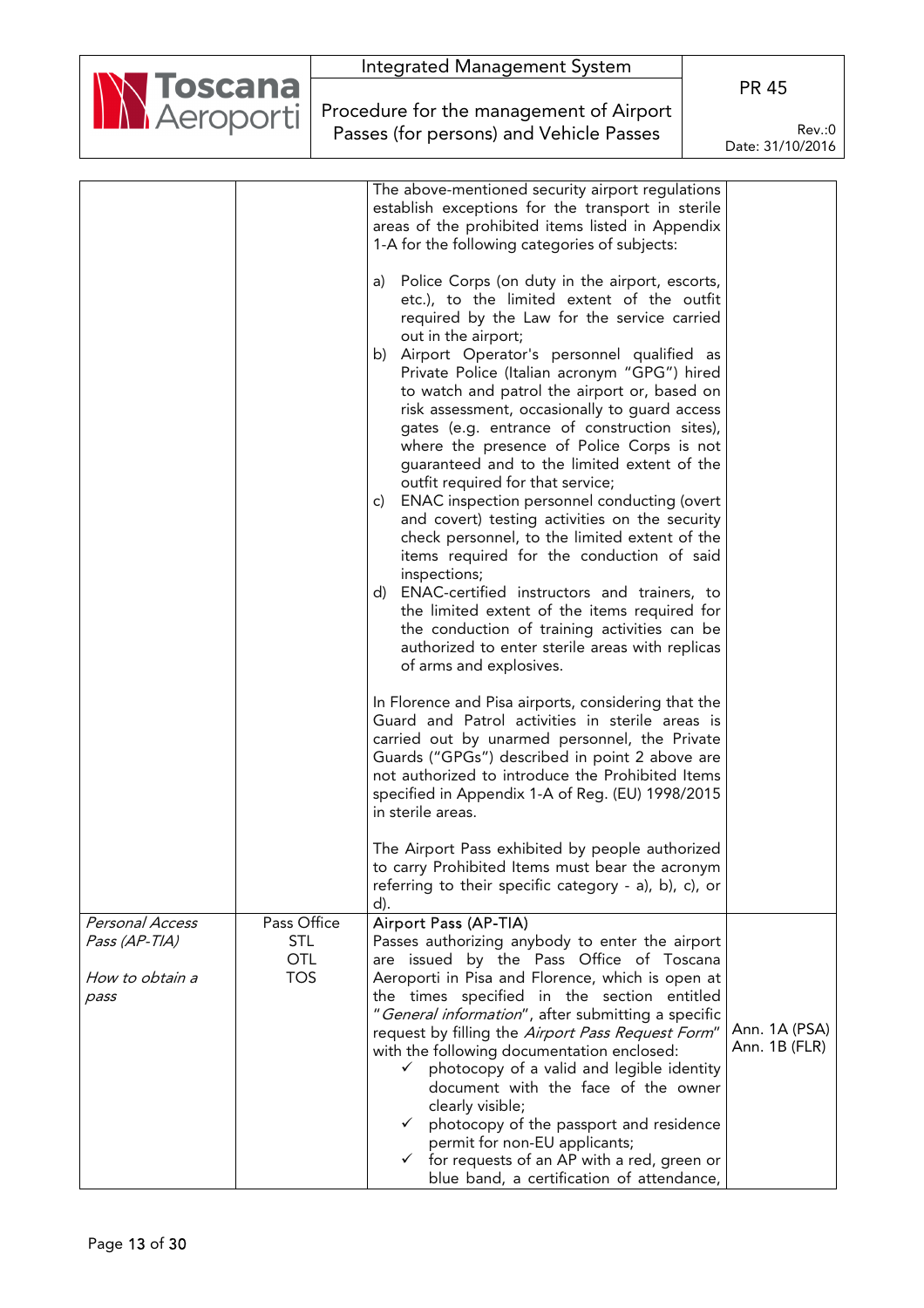| | | | |
|---|---|---|---|
| | | The above-mentioned security airport regulations establish exceptions for the transport in sterile areas of the prohibited items listed in Appendix 1-A for the following categories of subjects:<br><br>a) Police Corps (on duty in the airport, escorts, etc.), to the limited extent of the outfit required by the Law for the service carried out in the airport;<br>b) Airport Operator's personnel qualified as Private Police (Italian acronym "GPG") hired to watch and patrol the airport or, based on risk assessment, occasionally to guard access gates (e.g. entrance of construction sites), where the presence of Police Corps is not guaranteed and to the limited extent of the outfit required for that service;<br>c) ENAC inspection personnel conducting (overt and covert) testing activities on the security check personnel, to the limited extent of the items required for the conduction of said inspections;<br>d) ENAC-certified instructors and trainers, to the limited extent of the items required for the conduction of training activities can be authorized to enter sterile areas with replicas of arms and explosives.<br><br>In Florence and Pisa airports, considering that the Guard and Patrol activities in sterile areas is carried out by unarmed personnel, the Private Guards ("GPGs") described in point 2 above are not authorized to introduce the Prohibited Items specified in Appendix 1-A of Reg. (EU) 1998/2015 in sterile areas.<br><br>The Airport Pass exhibited by people authorized to carry Prohibited Items must bear the acronym referring to their specific category - a), b), c), or d). | |
| *Personal Access Pass (AP-TIA)*<br><br>*How to obtain a pass* | Pass Office<br>STL<br>OTL<br>TOS | Airport Pass (AP-TIA)<br>Passes authorizing anybody to enter the airport are issued by the Pass Office of Toscana Aeroporti in Pisa and Florence, which is open at the times specified in the section entitled "*General information*", after submitting a specific request by filling the *Airport Pass Request Form*" with the following documentation enclosed:<br>✓ photocopy of a valid and legible identity document with the face of the owner clearly visible;<br>✓ photocopy of the passport and residence permit for non-EU applicants;<br>✓ for requests of an AP with a red, green or blue band, a certification of attendance, | Ann. 1A (PSA)<br>Ann. 1B (FLR) |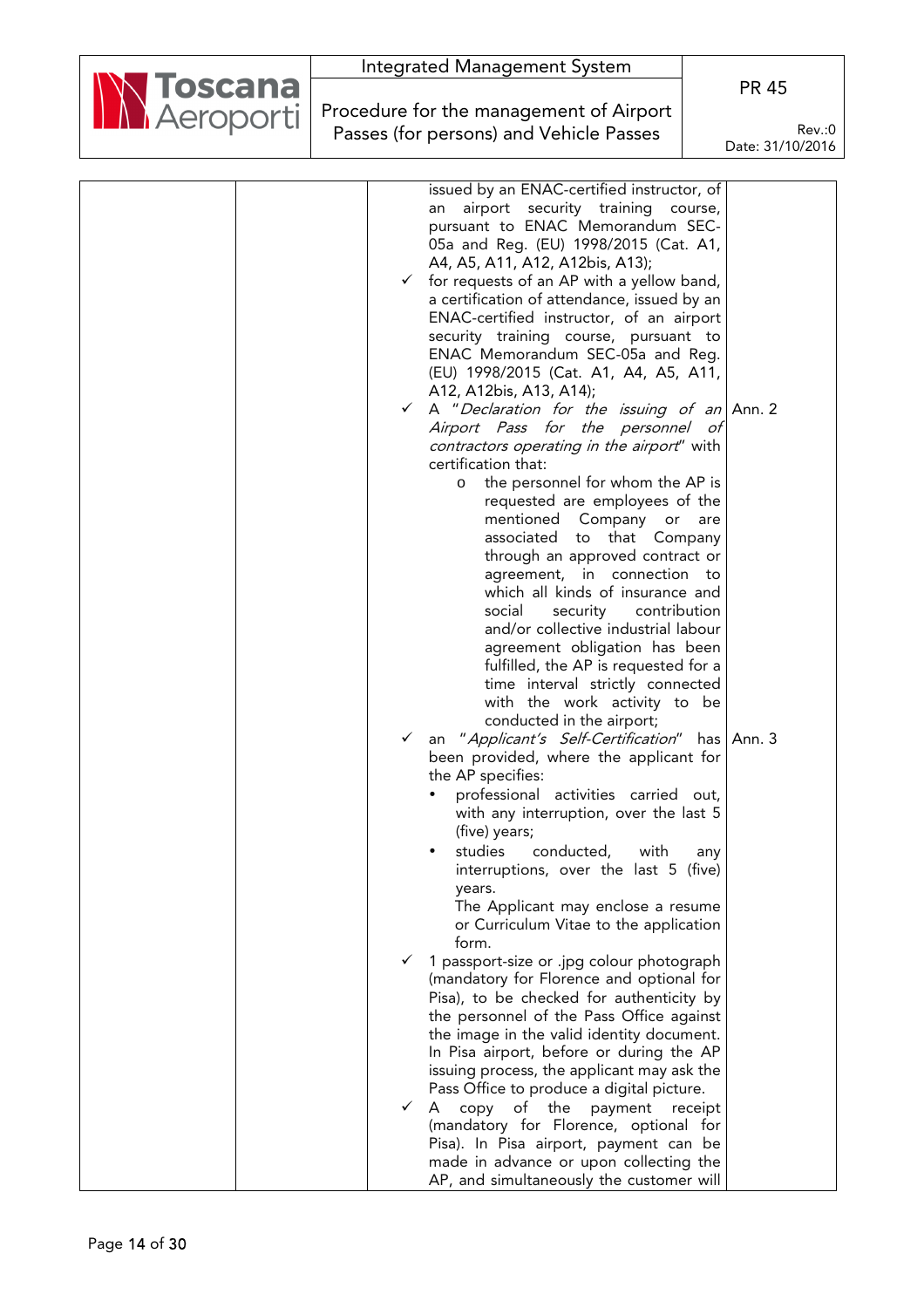| | | | |
|---|---|---|---|
| | | issued by an ENAC-certified instructor, of an airport security training course, pursuant to ENAC Memorandum SEC-05a and Reg. (EU) 1998/2015 (Cat. A1, A4, A5, A11, A12, A12bis, A13);<br>✓ for requests of an AP with a yellow band, a certification of attendance, issued by an ENAC-certified instructor, of an airport security training course, pursuant to ENAC Memorandum SEC-05a and Reg. (EU) 1998/2015 (Cat. A1, A4, A5, A11, A12, A12bis, A13, A14); | |
| | | ✓ A "*Declaration for the issuing of an Airport Pass for the personnel of contractors operating in the airport*" with certification that:<br>o the personnel for whom the AP is requested are employees of the mentioned Company or are associated to that Company through an approved contract or agreement, in connection to which all kinds of insurance and social security contribution and/or collective industrial labour agreement obligation has been fulfilled, the AP is requested for a time interval strictly connected with the work activity to be conducted in the airport; | Ann. 2 |
| | | ✓ an "*Applicant's Self-Certification*" has been provided, where the applicant for the AP specifies:<br>• professional activities carried out, with any interruption, over the last 5 (five) years;<br>• studies conducted, with any interruptions, over the last 5 (five) years.<br>The Applicant may enclose a resume or Curriculum Vitae to the application form. | Ann. 3 |
| | | ✓ 1 passport-size or .jpg colour photograph (mandatory for Florence and optional for Pisa), to be checked for authenticity by the personnel of the Pass Office against the image in the valid identity document. In Pisa airport, before or during the AP issuing process, the applicant may ask the Pass Office to produce a digital picture.<br>✓ A copy of the payment receipt (mandatory for Florence, optional for Pisa). In Pisa airport, payment can be made in advance or upon collecting the AP, and simultaneously the customer will | |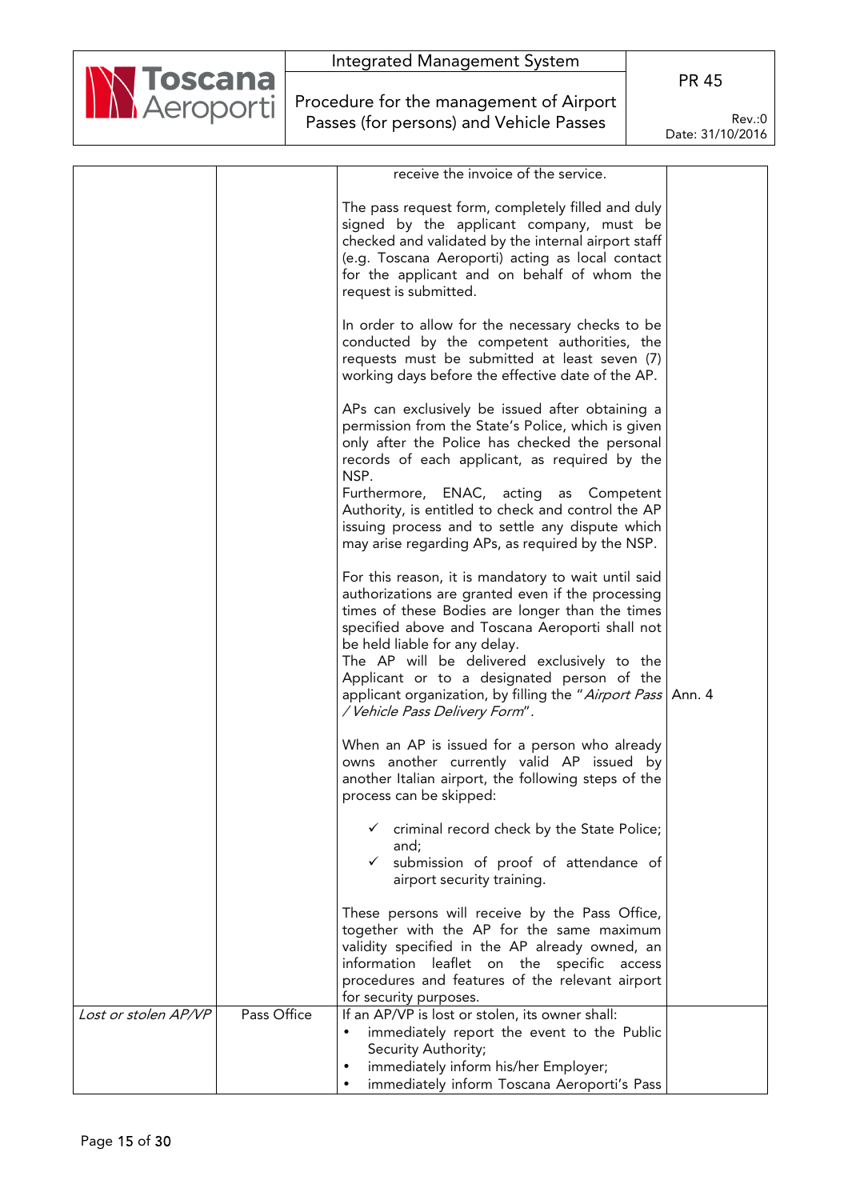| | | | |
|---|---|---|---|
| | | receive the invoice of the service.<br><br>The pass request form, completely filled and duly signed by the applicant company, must be checked and validated by the internal airport staff (e.g. Toscana Aeroporti) acting as local contact for the applicant and on behalf of whom the request is submitted.<br><br>In order to allow for the necessary checks to be conducted by the competent authorities, the requests must be submitted at least seven (7) working days before the effective date of the AP.<br><br>APs can exclusively be issued after obtaining a permission from the State's Police, which is given only after the Police has checked the personal records of each applicant, as required by the NSP.<br>Furthermore, ENAC, acting as Competent Authority, is entitled to check and control the AP issuing process and to settle any dispute which may arise regarding APs, as required by the NSP.<br><br>For this reason, it is mandatory to wait until said authorizations are granted even if the processing times of these Bodies are longer than the times specified above and Toscana Aeroporti shall not be held liable for any delay.<br>The AP will be delivered exclusively to the Applicant or to a designated person of the applicant organization, by filling the "*Airport Pass / Vehicle Pass Delivery Form*".<br><br>When an AP is issued for a person who already owns another currently valid AP issued by another Italian airport, the following steps of the process can be skipped:<br><br>✓ criminal record check by the State Police; and;<br>✓ submission of proof of attendance of airport security training.<br><br>These persons will receive by the Pass Office, together with the AP for the same maximum validity specified in the AP already owned, an information leaflet on the specific access procedures and features of the relevant airport for security purposes. | Ann. 4 |
| *Lost or stolen AP/VP* | Pass Office | If an AP/VP is lost or stolen, its owner shall:<br>• immediately report the event to the Public Security Authority;<br>• immediately inform his/her Employer;<br>• immediately inform Toscana Aeroporti's Pass | |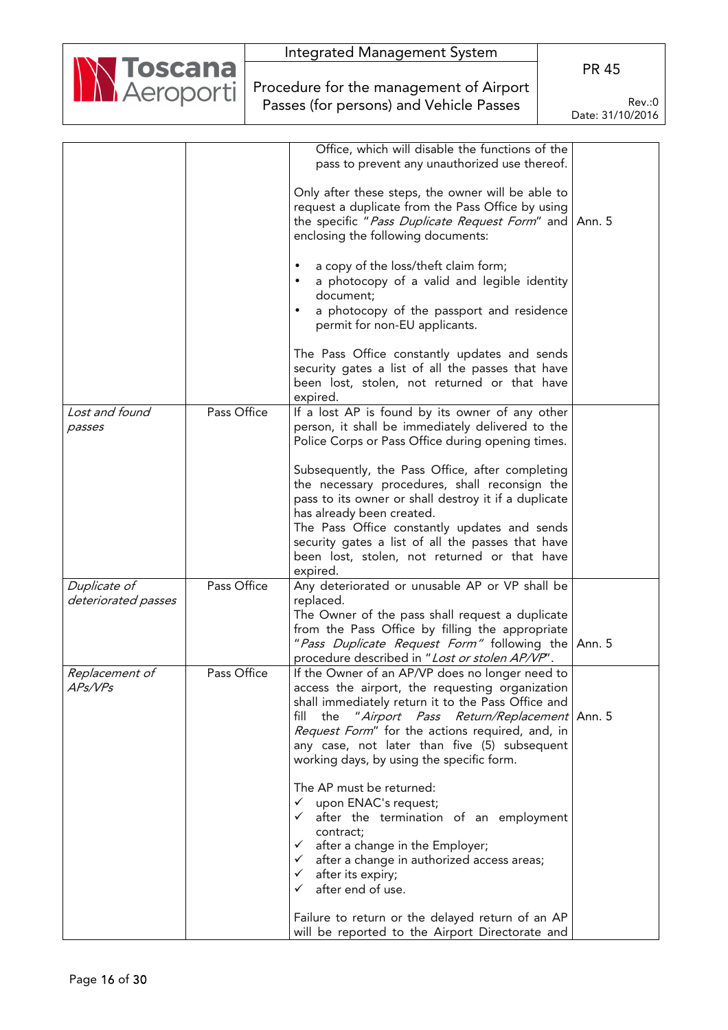| | | | |
|---|---|---|---|
| | | Office, which will disable the functions of the pass to prevent any unauthorized use thereof.<br><br>Only after these steps, the owner will be able to request a duplicate from the Pass Office by using the specific "*Pass Duplicate Request Form*" and enclosing the following documents:<br><br>• a copy of the loss/theft claim form;<br>• a photocopy of a valid and legible identity document;<br>• a photocopy of the passport and residence permit for non-EU applicants.<br><br>The Pass Office constantly updates and sends security gates a list of all the passes that have been lost, stolen, not returned or that have expired. | Ann. 5 |
| *Lost and found passes* | Pass Office | If a lost AP is found by its owner of any other person, it shall be immediately delivered to the Police Corps or Pass Office during opening times.<br><br>Subsequently, the Pass Office, after completing the necessary procedures, shall reconsign the pass to its owner or shall destroy it if a duplicate has already been created.<br>The Pass Office constantly updates and sends security gates a list of all the passes that have been lost, stolen, not returned or that have expired. | |
| *Duplicate of deteriorated passes* | Pass Office | Any deteriorated or unusable AP or VP shall be replaced.<br>The Owner of the pass shall request a duplicate from the Pass Office by filling the appropriate "*Pass Duplicate Request Form*" following the procedure described in "*Lost or stolen AP/VP*". | Ann. 5 |
| *Replacement of APs/VPs* | Pass Office | If the Owner of an AP/VP does no longer need to access the airport, the requesting organization shall immediately return it to the Pass Office and fill the "*Airport Pass Return/Replacement Request Form*" for the actions required, and, in any case, not later than five (5) subsequent working days, by using the specific form.<br><br>The AP must be returned:<br>✓ upon ENAC's request;<br>✓ after the termination of an employment contract;<br>✓ after a change in the Employer;<br>✓ after a change in authorized access areas;<br>✓ after its expiry;<br>✓ after end of use.<br><br>Failure to return or the delayed return of an AP will be reported to the Airport Directorate and | Ann. 5 |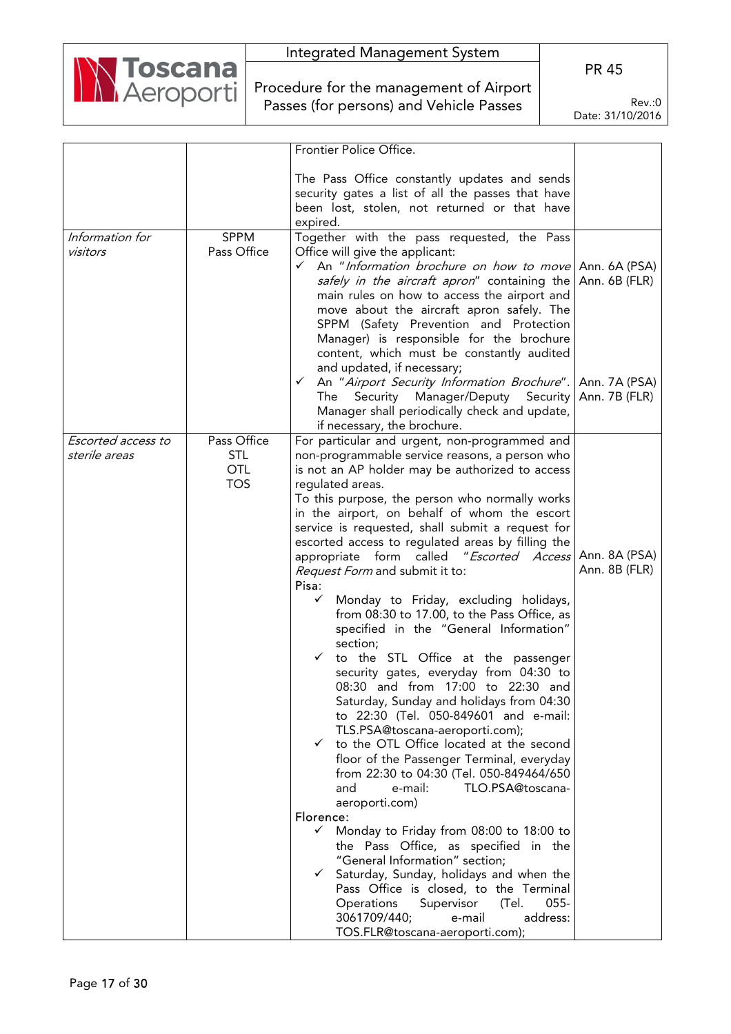| | | | |
|---|---|---|---|
| | | Frontier Police Office.<br><br>The Pass Office constantly updates and sends security gates a list of all the passes that have been lost, stolen, not returned or that have expired. | |
| *Information for visitors* | SPPM<br>Pass Office | Together with the pass requested, the Pass Office will give the applicant:<br>✓ An "*Information brochure on how to move safely in the aircraft apron*" containing the main rules on how to access the airport and move about the aircraft apron safely. The SPPM (Safety Prevention and Protection Manager) is responsible for the brochure content, which must be constantly audited and updated, if necessary;<br>✓ An "*Airport Security Information Brochure*". The Security Manager/Deputy Security Manager shall periodically check and update, if necessary, the brochure. | Ann. 6A (PSA)<br>Ann. 6B (FLR)<br><br><br><br><br><br><br>Ann. 7A (PSA)<br>Ann. 7B (FLR) |
| *Escorted access to sterile areas* | Pass Office<br>STL<br>OTL<br>TOS | For particular and urgent, non-programmed and non-programmable service reasons, a person who is not an AP holder may be authorized to access regulated areas.<br>To this purpose, the person who normally works in the airport, on behalf of whom the escort service is requested, shall submit a request for escorted access to regulated areas by filling the appropriate form called "*Escorted Access Request Form* and submit it to:<br>Pisa:<br>✓ Monday to Friday, excluding holidays, from 08:30 to 17.00, to the Pass Office, as specified in the "General Information" section;<br>✓ to the STL Office at the passenger security gates, everyday from 04:30 to 08:30 and from 17:00 to 22:30 and Saturday, Sunday and holidays from 04:30 to 22:30 (Tel. 050-849601 and e-mail: TLS.PSA@toscana-aeroporti.com);<br>✓ to the OTL Office located at the second floor of the Passenger Terminal, everyday from 22:30 to 04:30 (Tel. 050-849464/650 and e-mail: TLO.PSA@toscana-aeroporti.com)<br>Florence:<br>✓ Monday to Friday from 08:00 to 18:00 to the Pass Office, as specified in the "General Information" section;<br>✓ Saturday, Sunday, holidays and when the Pass Office is closed, to the Terminal Operations Supervisor (Tel. 055-3061709/440; e-mail address: TOS.FLR@toscana-aeroporti.com); | Ann. 8A (PSA)<br>Ann. 8B (FLR) |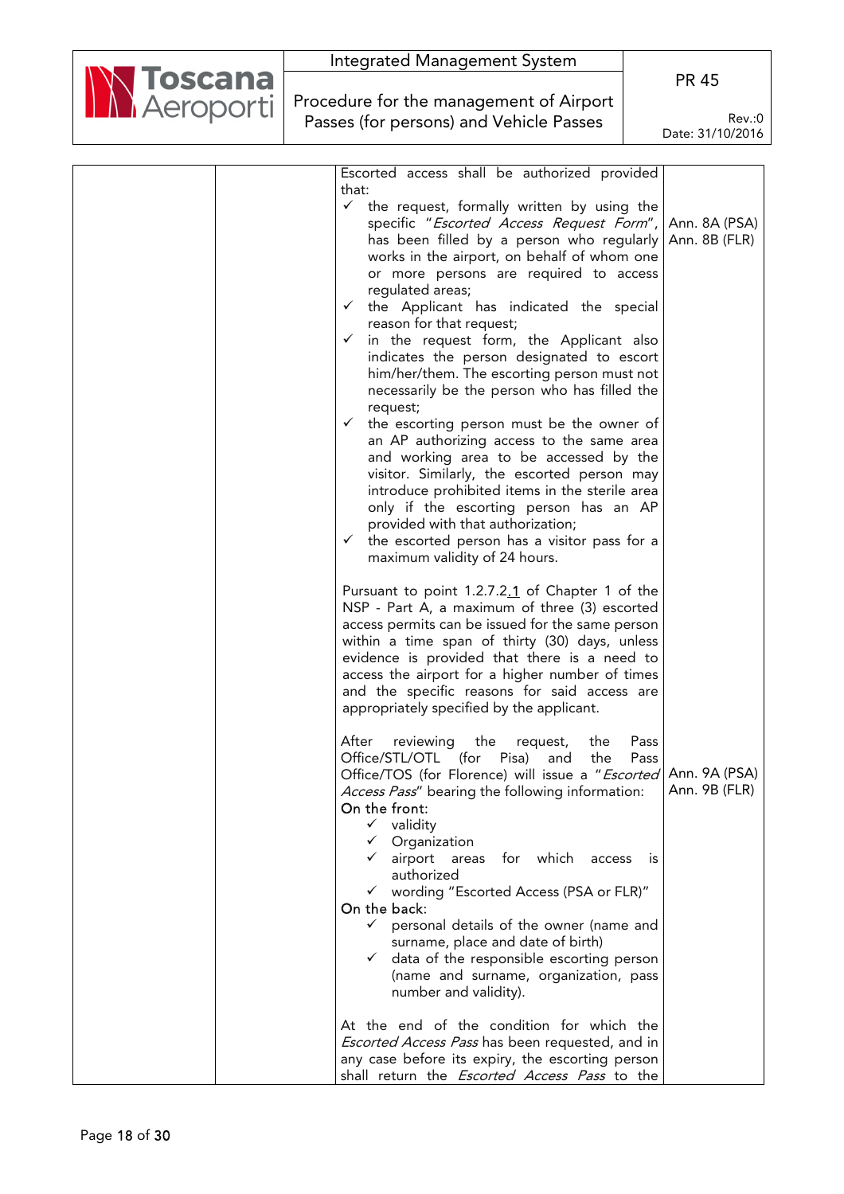| | | | |
|---|---|---|---|
| | | Escorted access shall be authorized provided that:<br>✓ the request, formally written by using the specific "*Escorted Access Request Form*", has been filled by a person who regularly works in the airport, on behalf of whom one or more persons are required to access regulated areas;<br>✓ the Applicant has indicated the special reason for that request;<br>✓ in the request form, the Applicant also indicates the person designated to escort him/her/them. The escorting person must not necessarily be the person who has filled the request;<br>✓ the escorting person must be the owner of an AP authorizing access to the same area and working area to be accessed by the visitor. Similarly, the escorted person may introduce prohibited items in the sterile area only if the escorting person has an AP provided with that authorization;<br>✓ the escorted person has a visitor pass for a maximum validity of 24 hours.<br><br>Pursuant to point 1.2.7.2.1 of Chapter 1 of the NSP - Part A, a maximum of three (3) escorted access permits can be issued for the same person within a time span of thirty (30) days, unless evidence is provided that there is a need to access the airport for a higher number of times and the specific reasons for said access are appropriately specified by the applicant.<br><br>After reviewing the request, the Pass Office/STL/OTL (for Pisa) and the Pass Office/TOS (for Florence) will issue a "*Escorted Access Pass*" bearing the following information:<br>On the front:<br>✓ validity<br>✓ Organization<br>✓ airport areas for which access is authorized<br>✓ wording "Escorted Access (PSA or FLR)"<br>On the back:<br>✓ personal details of the owner (name and surname, place and date of birth)<br>✓ data of the responsible escorting person (name and surname, organization, pass number and validity).<br><br>At the end of the condition for which the *Escorted Access Pass* has been requested, and in any case before its expiry, the escorting person shall return the *Escorted Access Pass* to the | Ann. 8A (PSA)<br>Ann. 8B (FLR)<br><br>Ann. 9A (PSA)<br>Ann. 9B (FLR) |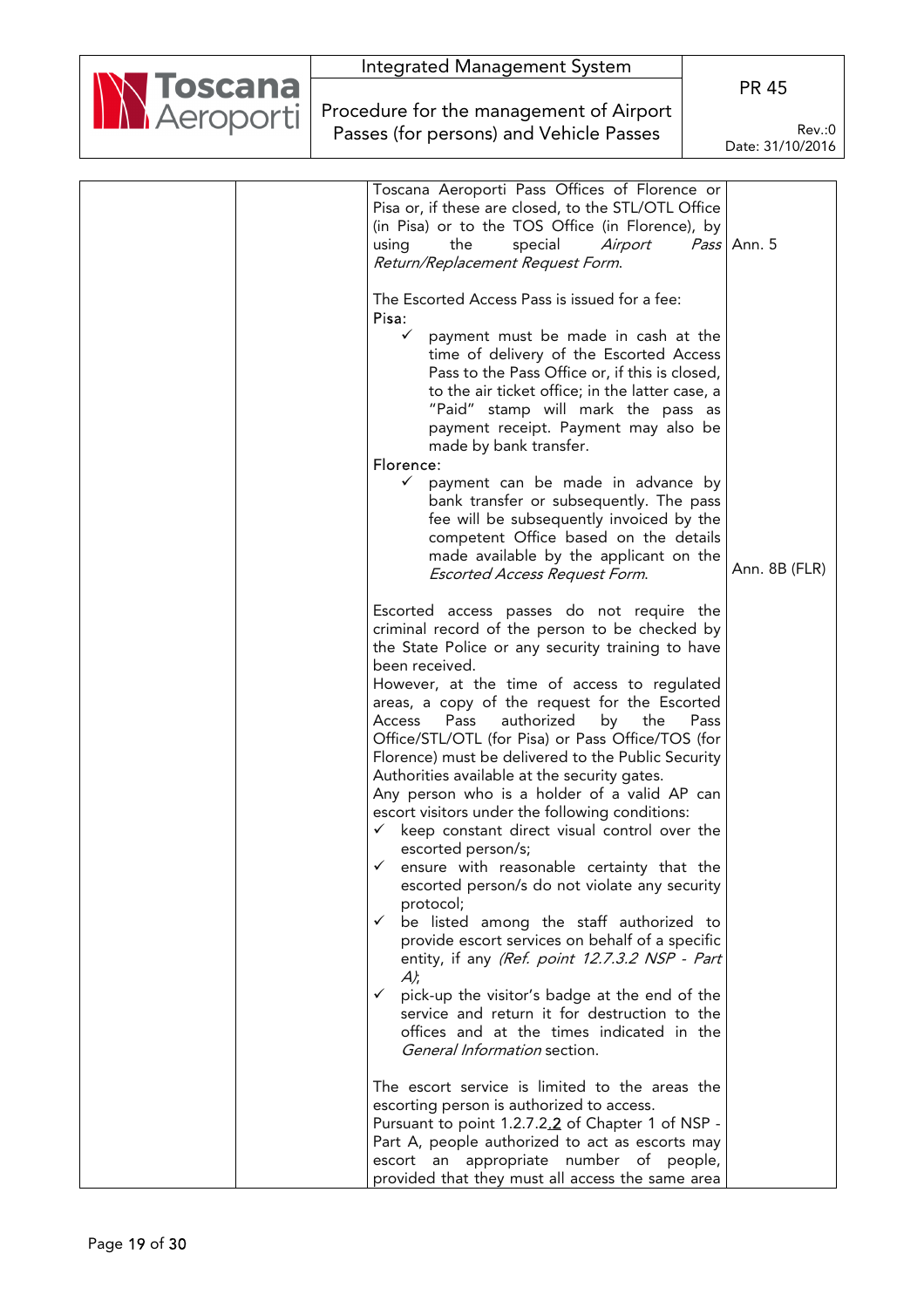| | | | |
|---|---|---|---|
| | | Toscana Aeroporti Pass Offices of Florence or Pisa or, if these are closed, to the STL/OTL Office (in Pisa) or to the TOS Office (in Florence), by using the special *Airport Pass Return/Replacement Request Form*.<br><br>The Escorted Access Pass is issued for a fee:<br>Pisa:<br>✓ payment must be made in cash at the time of delivery of the Escorted Access Pass to the Pass Office or, if this is closed, to the air ticket office; in the latter case, a "Paid" stamp will mark the pass as payment receipt. Payment may also be made by bank transfer.<br>Florence:<br>✓ payment can be made in advance by bank transfer or subsequently. The pass fee will be subsequently invoiced by the competent Office based on the details made available by the applicant on the *Escorted Access Request Form*.<br><br>Escorted access passes do not require the criminal record of the person to be checked by the State Police or any security training to have been received.<br>However, at the time of access to regulated areas, a copy of the request for the Escorted Access Pass authorized by the Pass Office/STL/OTL (for Pisa) or Pass Office/TOS (for Florence) must be delivered to the Public Security Authorities available at the security gates.<br>Any person who is a holder of a valid AP can escort visitors under the following conditions:<br>✓ keep constant direct visual control over the escorted person/s;<br>✓ ensure with reasonable certainty that the escorted person/s do not violate any security protocol;<br>✓ be listed among the staff authorized to provide escort services on behalf of a specific entity, if any *(Ref. point 12.7.3.2 NSP - Part A)*;<br>✓ pick-up the visitor's badge at the end of the service and return it for destruction to the offices and at the times indicated in the *General Information* section.<br><br>The escort service is limited to the areas the escorting person is authorized to access.<br>Pursuant to point 1.2.7.2.2 of Chapter 1 of NSP - Part A, people authorized to act as escorts may escort an appropriate number of people, provided that they must all access the same area | Ann. 5<br><br><br><br><br><br><br><br><br><br>Ann. 8B (FLR) |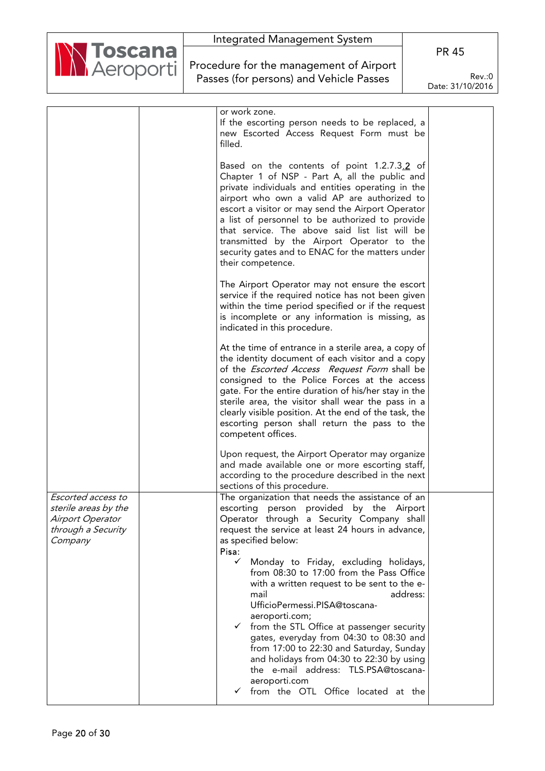| | | | |
|---|---|---|---|
| | | or work zone.<br>If the escorting person needs to be replaced, a new Escorted Access Request Form must be filled.<br><br>Based on the contents of point 1.2.7.3.2 of Chapter 1 of NSP - Part A, all the public and private individuals and entities operating in the airport who own a valid AP are authorized to escort a visitor or may send the Airport Operator a list of personnel to be authorized to provide that service. The above said list list will be transmitted by the Airport Operator to the security gates and to ENAC for the matters under their competence.<br><br>The Airport Operator may not ensure the escort service if the required notice has not been given within the time period specified or if the request is incomplete or any information is missing, as indicated in this procedure.<br><br>At the time of entrance in a sterile area, a copy of the identity document of each visitor and a copy of the *Escorted Access Request Form* shall be consigned to the Police Forces at the access gate. For the entire duration of his/her stay in the sterile area, the visitor shall wear the pass in a clearly visible position. At the end of the task, the escorting person shall return the pass to the competent offices.<br><br>Upon request, the Airport Operator may organize and made available one or more escorting staff, according to the procedure described in the next sections of this procedure. | |
| *Escorted access to sterile areas by the Airport Operator through a Security Company* | | The organization that needs the assistance of an escorting person provided by the Airport Operator through a Security Company shall request the service at least 24 hours in advance, as specified below:<br>Pisa:<br>✓ Monday to Friday, excluding holidays, from 08:30 to 17:00 from the Pass Office with a written request to be sent to the e-mail address: UfficioPermessi.PISA@toscana-aeroporti.com;<br>✓ from the STL Office at passenger security gates, everyday from 04:30 to 08:30 and from 17:00 to 22:30 and Saturday, Sunday and holidays from 04:30 to 22:30 by using the e-mail address: TLS.PSA@toscana-aeroporti.com<br>✓ from the OTL Office located at the | |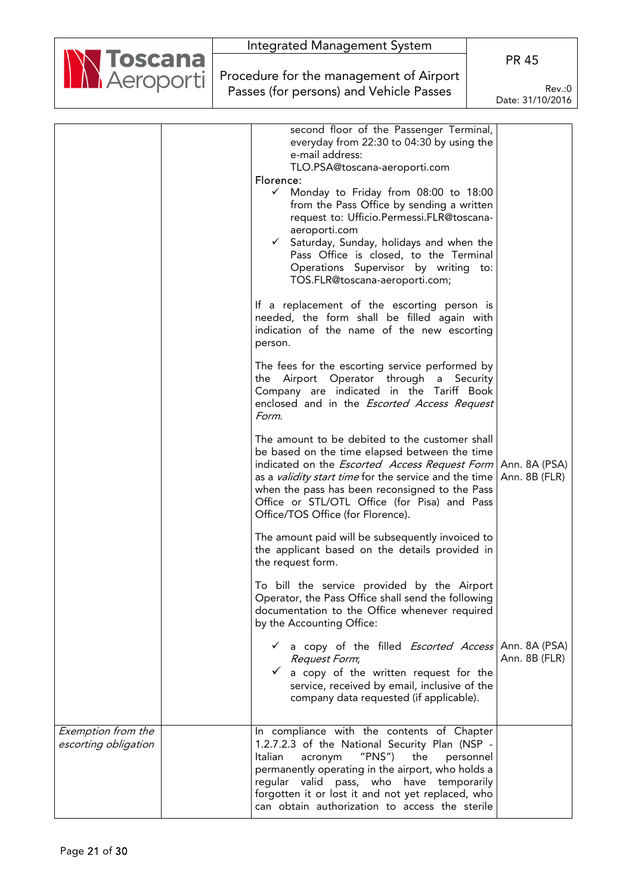| | | | |
|---|---|---|---|
| | | second floor of the Passenger Terminal, everyday from 22:30 to 04:30 by using the e-mail address: TLO.PSA@toscana-aeroporti.com<br>Florence:<br>✓ Monday to Friday from 08:00 to 18:00 from the Pass Office by sending a written request to: Ufficio.Permessi.FLR@toscana-aeroporti.com<br>✓ Saturday, Sunday, holidays and when the Pass Office is closed, to the Terminal Operations Supervisor by writing to: TOS.FLR@toscana-aeroporti.com;<br><br>If a replacement of the escorting person is needed, the form shall be filled again with indication of the name of the new escorting person.<br><br>The fees for the escorting service performed by the Airport Operator through a Security Company are indicated in the Tariff Book enclosed and in the *Escorted Access Request Form*.<br><br>The amount to be debited to the customer shall be based on the time elapsed between the time indicated on the *Escorted Access Request Form* as a *validity start time* for the service and the time when the pass has been reconsigned to the Pass Office or STL/OTL Office (for Pisa) and Pass Office/TOS Office (for Florence).<br><br>The amount paid will be subsequently invoiced to the applicant based on the details provided in the request form.<br><br>To bill the service provided by the Airport Operator, the Pass Office shall send the following documentation to the Office whenever required by the Accounting Office:<br><br>✓ a copy of the filled *Escorted Access Request Form*;<br>✓ a copy of the written request for the service, received by email, inclusive of the company data requested (if applicable). | Ann. 8A (PSA)<br>Ann. 8B (FLR)<br><br>Ann. 8A (PSA)<br>Ann. 8B (FLR) |
| *Exemption from the escorting obligation* | | In compliance with the contents of Chapter 1.2.7.2.3 of the National Security Plan (NSP - Italian acronym "PNS") the personnel permanently operating in the airport, who holds a regular valid pass, who have temporarily forgotten it or lost it and not yet replaced, who can obtain authorization to access the sterile | |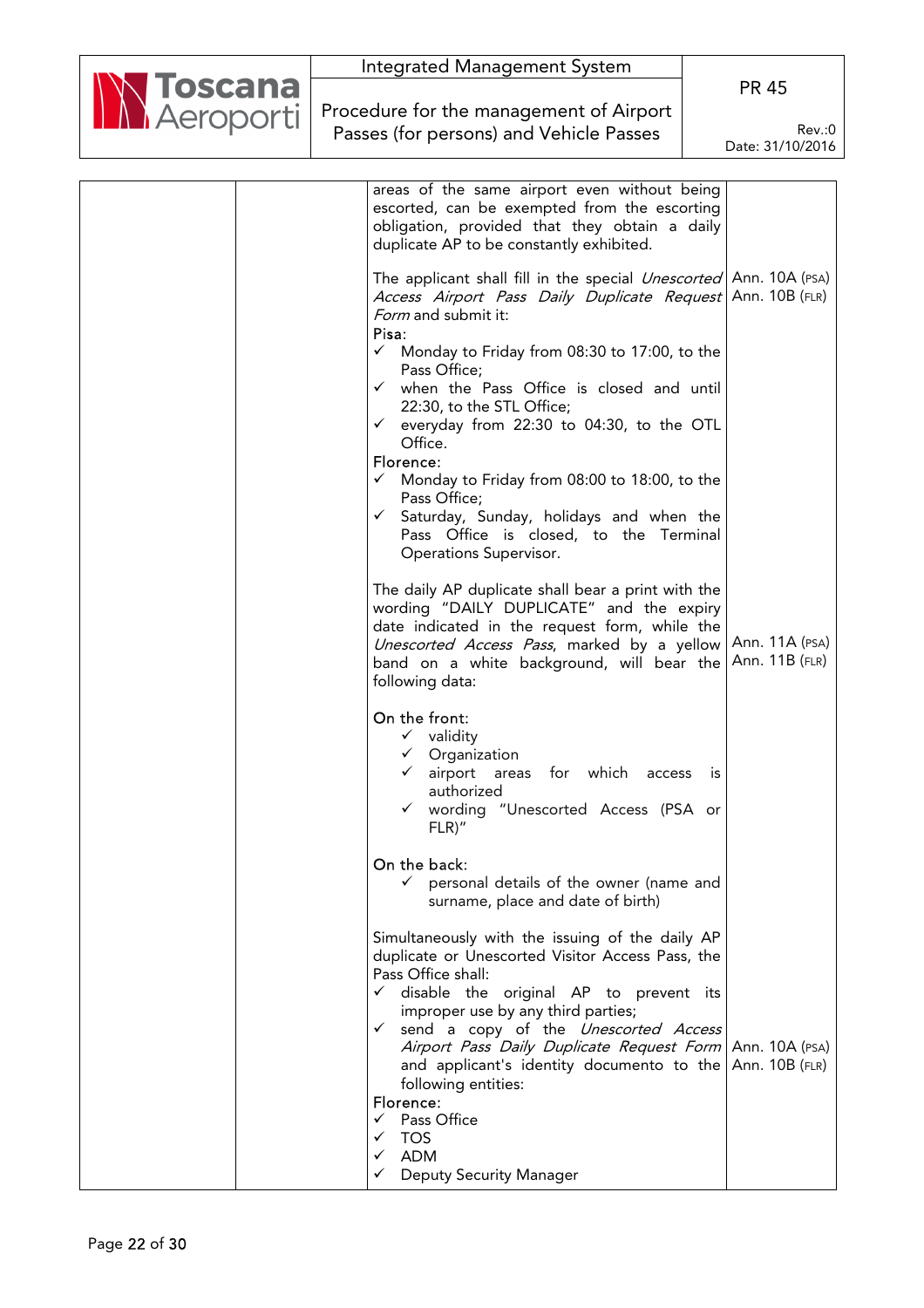| | | | |
|---|---|---|---|
| | | areas of the same airport even without being escorted, can be exempted from the escorting obligation, provided that they obtain a daily duplicate AP to be constantly exhibited. | |
| | | The applicant shall fill in the special *Unescorted Access Airport Pass Daily Duplicate Request Form* and submit it:<br>Pisa:<br>✓ Monday to Friday from 08:30 to 17:00, to the Pass Office;<br>✓ when the Pass Office is closed and until 22:30, to the STL Office;<br>✓ everyday from 22:30 to 04:30, to the OTL Office.<br>Florence:<br>✓ Monday to Friday from 08:00 to 18:00, to the Pass Office;<br>✓ Saturday, Sunday, holidays and when the Pass Office is closed, to the Terminal Operations Supervisor. | Ann. 10A (PSA)<br>Ann. 10B (FLR) |
| | | The daily AP duplicate shall bear a print with the wording "DAILY DUPLICATE" and the expiry date indicated in the request form, while the *Unescorted Access Pass*, marked by a yellow band on a white background, will bear the following data: | Ann. 11A (PSA)<br>Ann. 11B (FLR) |
| | | On the front:<br>✓ validity<br>✓ Organization<br>✓ airport areas for which access is authorized<br>✓ wording "Unescorted Access (PSA or FLR)"<br><br>On the back:<br>✓ personal details of the owner (name and surname, place and date of birth) | |
| | | Simultaneously with the issuing of the daily AP duplicate or Unescorted Visitor Access Pass, the Pass Office shall:<br>✓ disable the original AP to prevent its improper use by any third parties;<br>✓ send a copy of the *Unescorted Access Airport Pass Daily Duplicate Request Form* and applicant's identity documento to the following entities:<br>Florence:<br>✓ Pass Office<br>✓ TOS<br>✓ ADM<br>✓ Deputy Security Manager | Ann. 10A (PSA)<br>Ann. 10B (FLR) |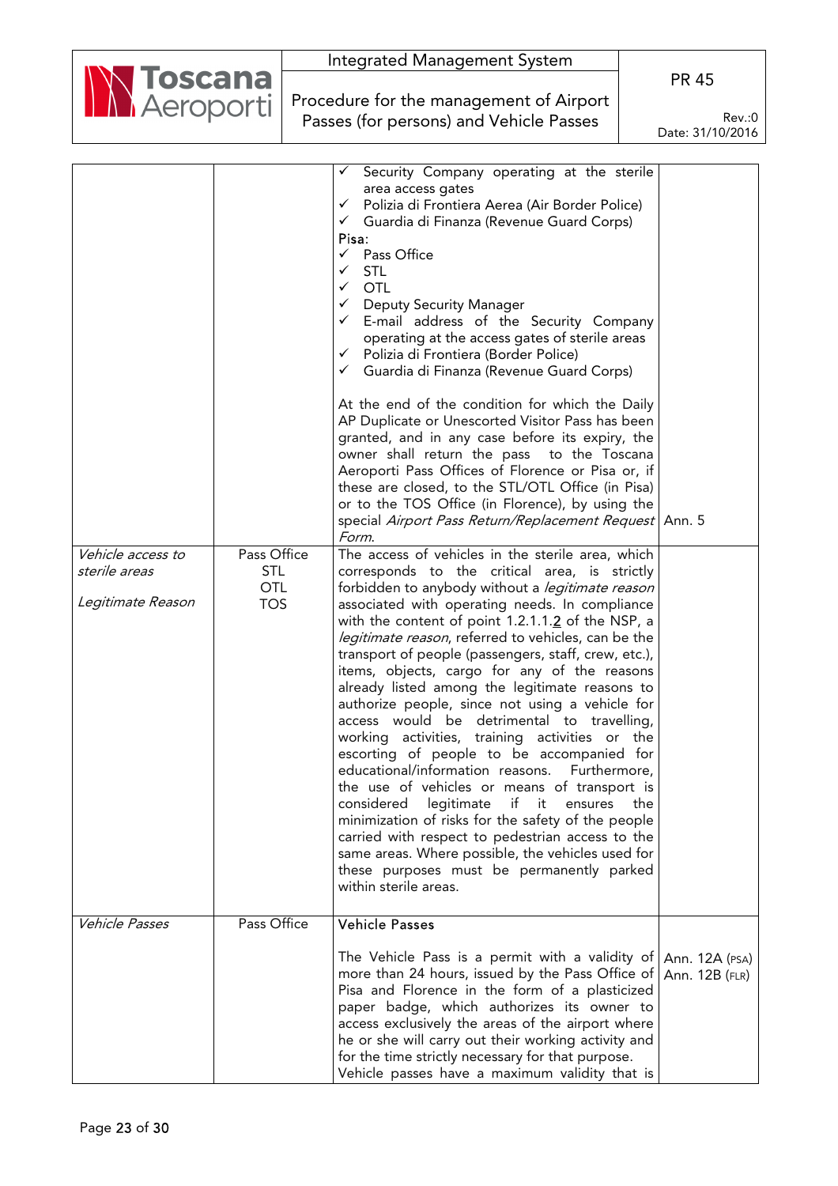| | | | |
|---|---|---|---|
| | | ✓ Security Company operating at the sterile area access gates<br>✓ Polizia di Frontiera Aerea (Air Border Police)<br>✓ Guardia di Finanza (Revenue Guard Corps)<br>Pisa:<br>✓ Pass Office<br>✓ STL<br>✓ OTL<br>✓ Deputy Security Manager<br>✓ E-mail address of the Security Company operating at the access gates of sterile areas<br>✓ Polizia di Frontiera (Border Police)<br>✓ Guardia di Finanza (Revenue Guard Corps)<br><br>At the end of the condition for which the Daily AP Duplicate or Unescorted Visitor Pass has been granted, and in any case before its expiry, the owner shall return the pass to the Toscana Aeroporti Pass Offices of Florence or Pisa or, if these are closed, to the STL/OTL Office (in Pisa) or to the TOS Office (in Florence), by using the special *Airport Pass Return/Replacement Request Form*. | Ann. 5 |
| *Vehicle access to sterile areas*<br><br>*Legitimate Reason* | Pass Office<br>STL<br>OTL<br>TOS | The access of vehicles in the sterile area, which corresponds to the critical area, is strictly forbidden to anybody without a *legitimate reason* associated with operating needs. In compliance with the content of point 1.2.1.1.2 of the NSP, a *legitimate reason*, referred to vehicles, can be the transport of people (passengers, staff, crew, etc.), items, objects, cargo for any of the reasons already listed among the legitimate reasons to authorize people, since not using a vehicle for access would be detrimental to travelling, working activities, training activities or the escorting of people to be accompanied for educational/information reasons. Furthermore, the use of vehicles or means of transport is considered legitimate if it ensures the minimization of risks for the safety of the people carried with respect to pedestrian access to the same areas. Where possible, the vehicles used for these purposes must be permanently parked within sterile areas. | |
| *Vehicle Passes* | Pass Office | **Vehicle Passes**<br><br>The Vehicle Pass is a permit with a validity of more than 24 hours, issued by the Pass Office of Pisa and Florence in the form of a plasticized paper badge, which authorizes its owner to access exclusively the areas of the airport where he or she will carry out their working activity and for the time strictly necessary for that purpose.<br>Vehicle passes have a maximum validity that is | Ann. 12A (PSA)<br>Ann. 12B (FLR) |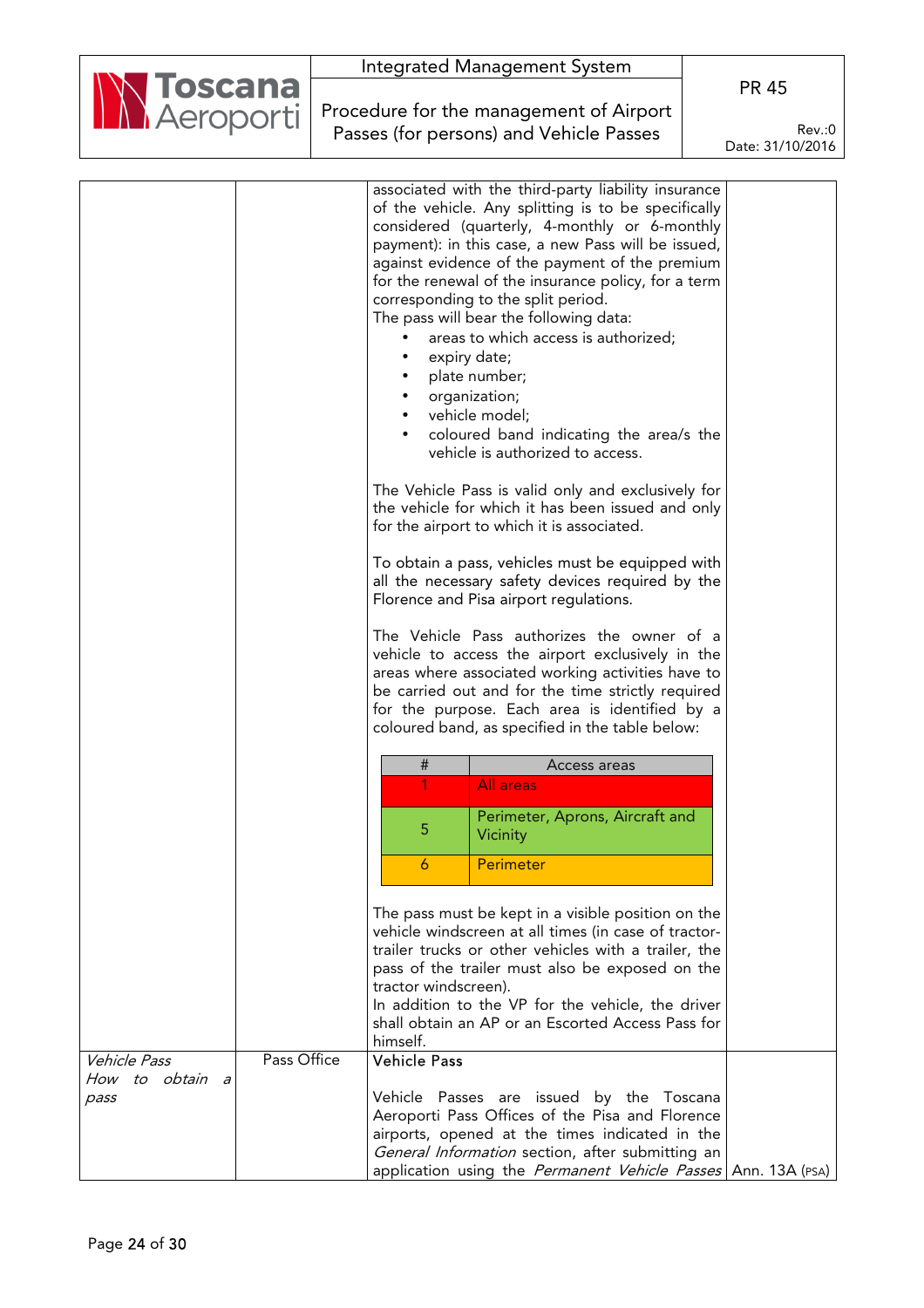| | | | |
|---|---|---|---|
| | | associated with the third-party liability insurance of the vehicle. Any splitting is to be specifically considered (quarterly, 4-monthly or 6-monthly payment): in this case, a new Pass will be issued, against evidence of the payment of the premium for the renewal of the insurance policy, for a term corresponding to the split period.<br>The pass will bear the following data:<br>• areas to which access is authorized;<br>• expiry date;<br>• plate number;<br>• organization;<br>• vehicle model;<br>• coloured band indicating the area/s the vehicle is authorized to access.<br><br>The Vehicle Pass is valid only and exclusively for the vehicle for which it has been issued and only for the airport to which it is associated.<br><br>To obtain a pass, vehicles must be equipped with all the necessary safety devices required by the Florence and Pisa airport regulations.<br><br>The Vehicle Pass authorizes the owner of a vehicle to access the airport exclusively in the areas where associated working activities have to be carried out and for the time strictly required for the purpose. Each area is identified by a coloured band, as specified in the table below:<br><br>\| # \| Access areas \|<br>\| 1 \| All areas \|<br>\| 5 \| Perimeter, Aprons, Aircraft and Vicinity \|<br>\| 6 \| Perimeter \|<br><br>The pass must be kept in a visible position on the vehicle windscreen at all times (in case of tractor-trailer trucks or other vehicles with a trailer, the pass of the trailer must also be exposed on the tractor windscreen).<br>In addition to the VP for the vehicle, the driver shall obtain an AP or an Escorted Access Pass for himself. | |
| *Vehicle Pass*<br>*How to obtain a pass* | Pass Office | **Vehicle Pass**<br><br>Vehicle Passes are issued by the Toscana Aeroporti Pass Offices of the Pisa and Florence airports, opened at the times indicated in the *General Information* section, after submitting an application using the *Permanent Vehicle Passes* | Ann. 13A (PSA) |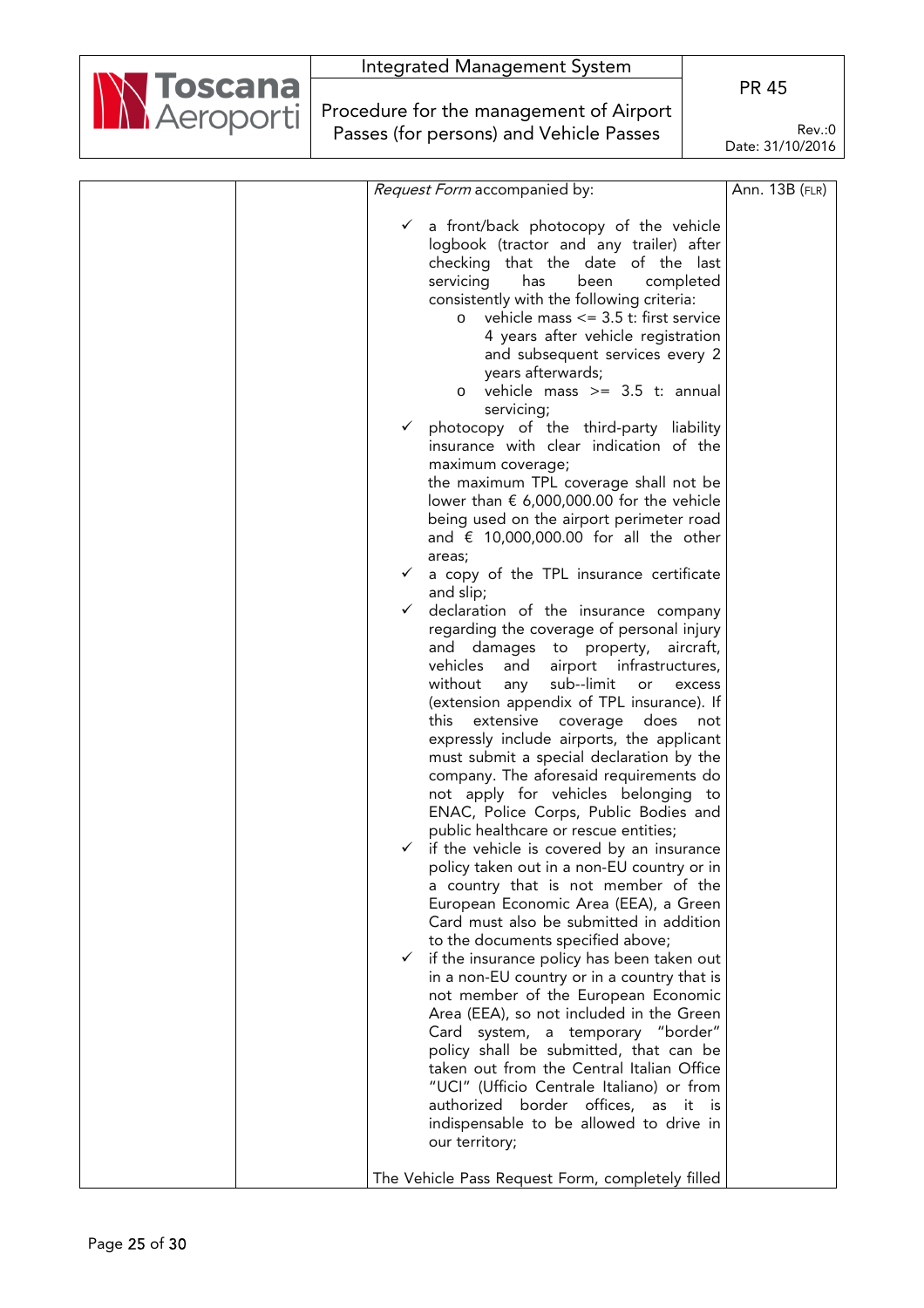| | | *Request Form* accompanied by:<br><br>✓ a front/back photocopy of the vehicle logbook (tractor and any trailer) after checking that the date of the last servicing has been completed consistently with the following criteria:<br>o vehicle mass <= 3.5 t: first service 4 years after vehicle registration and subsequent services every 2 years afterwards;<br>o vehicle mass >= 3.5 t: annual servicing;<br>✓ photocopy of the third-party liability insurance with clear indication of the maximum coverage;<br>the maximum TPL coverage shall not be lower than € 6,000,000.00 for the vehicle being used on the airport perimeter road and € 10,000,000.00 for all the other areas;<br>✓ a copy of the TPL insurance certificate and slip;<br>✓ declaration of the insurance company regarding the coverage of personal injury and damages to property, aircraft, vehicles and airport infrastructures, without any sub--limit or excess (extension appendix of TPL insurance). If this extensive coverage does not expressly include airports, the applicant must submit a special declaration by the company. The aforesaid requirements do not apply for vehicles belonging to ENAC, Police Corps, Public Bodies and public healthcare or rescue entities;<br>✓ if the vehicle is covered by an insurance policy taken out in a non-EU country or in a country that is not member of the European Economic Area (EEA), a Green Card must also be submitted in addition to the documents specified above;<br>✓ if the insurance policy has been taken out in a non-EU country or in a country that is not member of the European Economic Area (EEA), so not included in the Green Card system, a temporary "border" policy shall be submitted, that can be taken out from the Central Italian Office "UCI" (Ufficio Centrale Italiano) or from authorized border offices, as it is indispensable to be allowed to drive in our territory;<br><br>The Vehicle Pass Request Form, completely filled | Ann. 13B (FLR) |
|---|---|---|---|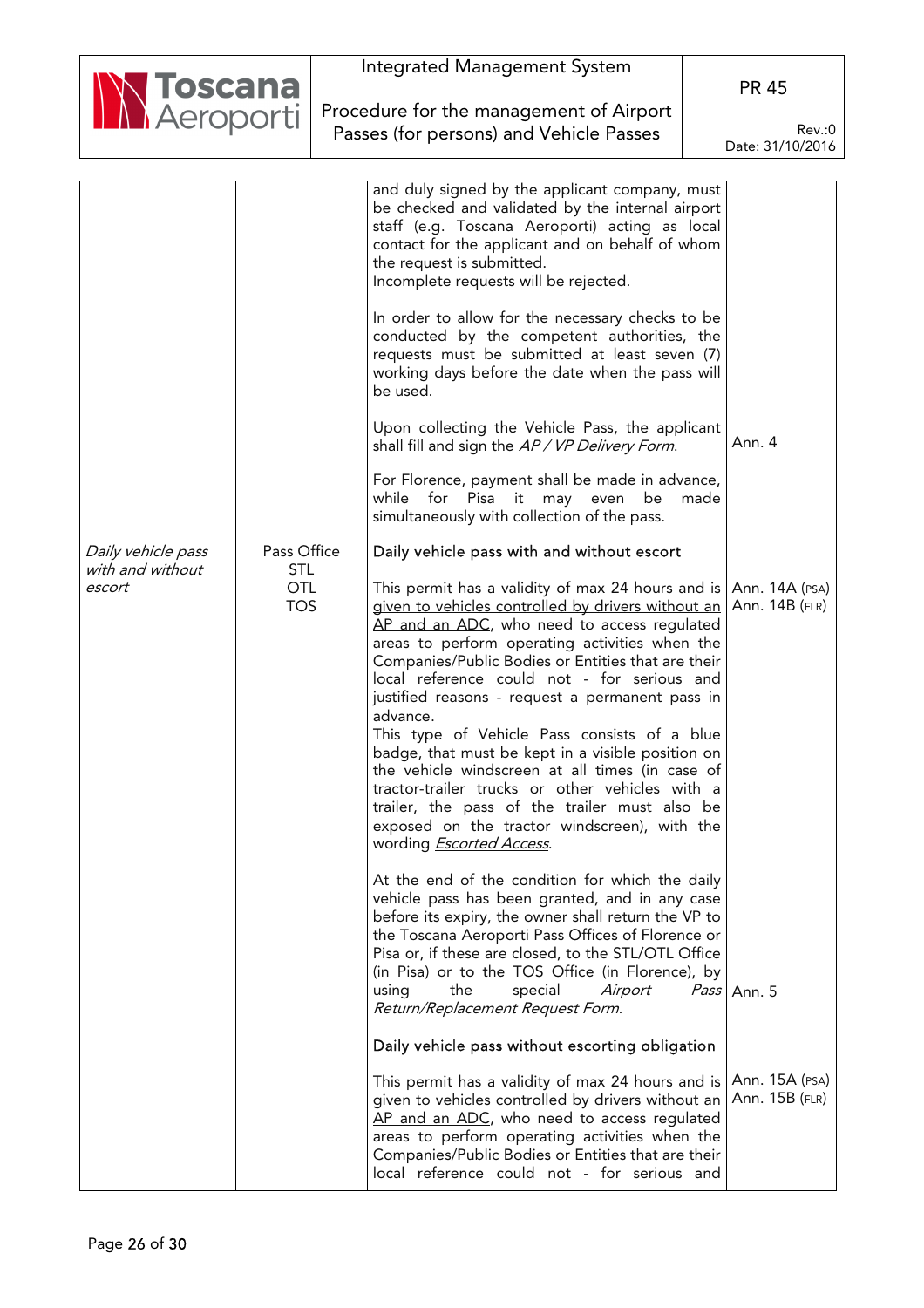| | | | |
|---|---|---|---|
| | | and duly signed by the applicant company, must be checked and validated by the internal airport staff (e.g. Toscana Aeroporti) acting as local contact for the applicant and on behalf of whom the request is submitted.<br>Incomplete requests will be rejected.<br><br>In order to allow for the necessary checks to be conducted by the competent authorities, the requests must be submitted at least seven (7) working days before the date when the pass will be used.<br><br>Upon collecting the Vehicle Pass, the applicant shall fill and sign the *AP / VP Delivery Form*.<br><br>For Florence, payment shall be made in advance, while for Pisa it may even be made simultaneously with collection of the pass. | Ann. 4 |
| *Daily vehicle pass with and without escort* | Pass Office<br>STL<br>OTL<br>TOS | Daily vehicle pass with and without escort<br><br>This permit has a validity of max 24 hours and is <u>given to vehicles controlled by drivers without an AP and an ADC</u>, who need to access regulated areas to perform operating activities when the Companies/Public Bodies or Entities that are their local reference could not - for serious and justified reasons - request a permanent pass in advance.<br>This type of Vehicle Pass consists of a blue badge, that must be kept in a visible position on the vehicle windscreen at all times (in case of tractor-trailer trucks or other vehicles with a trailer, the pass of the trailer must also be exposed on the tractor windscreen), with the wording <u>*Escorted Access*</u>.<br><br>At the end of the condition for which the daily vehicle pass has been granted, and in any case before its expiry, the owner shall return the VP to the Toscana Aeroporti Pass Offices of Florence or Pisa or, if these are closed, to the STL/OTL Office (in Pisa) or to the TOS Office (in Florence), by using the special *Airport Pass Return/Replacement Request Form*.<br><br>Daily vehicle pass without escorting obligation<br><br>This permit has a validity of max 24 hours and is <u>given to vehicles controlled by drivers without an AP and an ADC</u>, who need to access regulated areas to perform operating activities when the Companies/Public Bodies or Entities that are their local reference could not - for serious and | Ann. 14A (PSA)<br>Ann. 14B (FLR)<br><br>Ann. 5<br><br>Ann. 15A (PSA)<br>Ann. 15B (FLR) |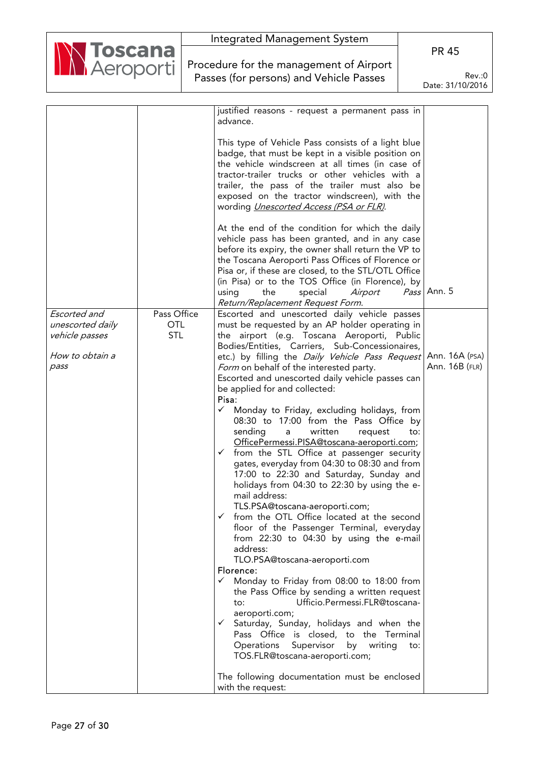| | | | |
|---|---|---|---|
| | | justified reasons - request a permanent pass in advance.<br><br>This type of Vehicle Pass consists of a light blue badge, that must be kept in a visible position on the vehicle windscreen at all times (in case of tractor-trailer trucks or other vehicles with a trailer, the pass of the trailer must also be exposed on the tractor windscreen), with the wording *Unescorted Access (PSA or FLR)*.<br><br>At the end of the condition for which the daily vehicle pass has been granted, and in any case before its expiry, the owner shall return the VP to the Toscana Aeroporti Pass Offices of Florence or Pisa or, if these are closed, to the STL/OTL Office (in Pisa) or to the TOS Office (in Florence), by using the special *Airport Pass Return/Replacement Request Form*. | Ann. 5 |
| *Escorted and unescorted daily vehicle passes*<br><br>*How to obtain a pass* | Pass Office<br>OTL<br>STL | Escorted and unescorted daily vehicle passes must be requested by an AP holder operating in the airport (e.g. Toscana Aeroporti, Public Bodies/Entities, Carriers, Sub-Concessionaires, etc.) by filling the *Daily Vehicle Pass Request Form* on behalf of the interested party.<br>Escorted and unescorted daily vehicle passes can be applied for and collected:<br>Pisa:<br>✓ Monday to Friday, excluding holidays, from 08:30 to 17:00 from the Pass Office by sending a written request to: OfficePermessi.PISA@toscana-aeroporti.com;<br>✓ from the STL Office at passenger security gates, everyday from 04:30 to 08:30 and from 17:00 to 22:30 and Saturday, Sunday and holidays from 04:30 to 22:30 by using the e-mail address: TLS.PSA@toscana-aeroporti.com;<br>✓ from the OTL Office located at the second floor of the Passenger Terminal, everyday from 22:30 to 04:30 by using the e-mail address: TLO.PSA@toscana-aeroporti.com<br>Florence:<br>✓ Monday to Friday from 08:00 to 18:00 from the Pass Office by sending a written request to: Ufficio.Permessi.FLR@toscana-aeroporti.com;<br>✓ Saturday, Sunday, holidays and when the Pass Office is closed, to the Terminal Operations Supervisor by writing to: TOS.FLR@toscana-aeroporti.com;<br><br>The following documentation must be enclosed with the request: | Ann. 16A (PSA)<br>Ann. 16B (FLR) |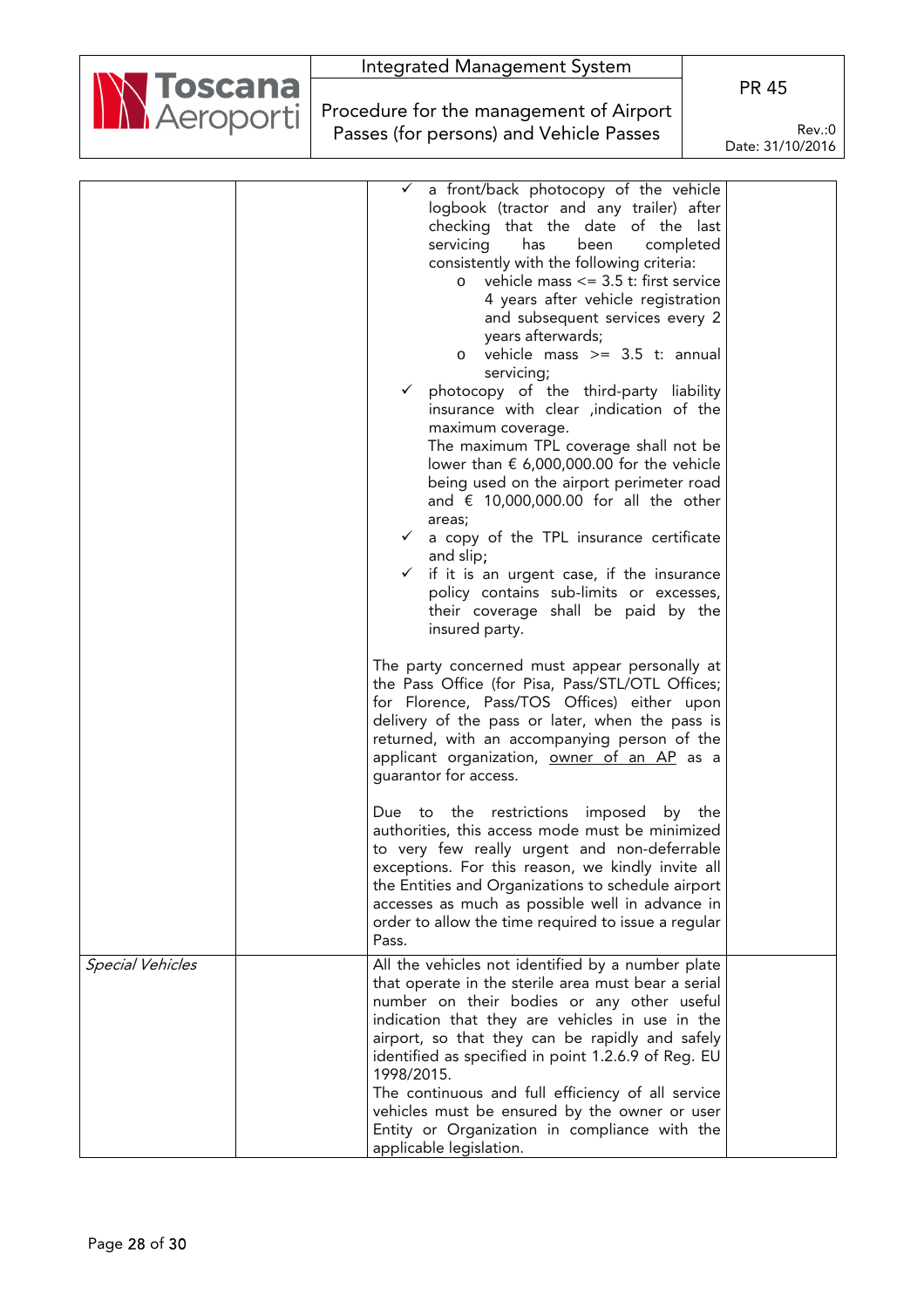| | | | |
|---|---|---|---|
| | | ✓ a front/back photocopy of the vehicle logbook (tractor and any trailer) after checking that the date of the last servicing has been completed consistently with the following criteria:<br>o vehicle mass <= 3.5 t: first service 4 years after vehicle registration and subsequent services every 2 years afterwards;<br>o vehicle mass >= 3.5 t: annual servicing;<br>✓ photocopy of the third-party liability insurance with clear ,indication of the maximum coverage.<br>The maximum TPL coverage shall not be lower than € 6,000,000.00 for the vehicle being used on the airport perimeter road and € 10,000,000.00 for all the other areas;<br>✓ a copy of the TPL insurance certificate and slip;<br>✓ if it is an urgent case, if the insurance policy contains sub-limits or excesses, their coverage shall be paid by the insured party.<br><br>The party concerned must appear personally at the Pass Office (for Pisa, Pass/STL/OTL Offices; for Florence, Pass/TOS Offices) either upon delivery of the pass or later, when the pass is returned, with an accompanying person of the applicant organization, owner of an AP as a guarantor for access.<br><br>Due to the restrictions imposed by the authorities, this access mode must be minimized to very few really urgent and non-deferrable exceptions. For this reason, we kindly invite all the Entities and Organizations to schedule airport accesses as much as possible well in advance in order to allow the time required to issue a regular Pass. | |
| *Special Vehicles* | | All the vehicles not identified by a number plate that operate in the sterile area must bear a serial number on their bodies or any other useful indication that they are vehicles in use in the airport, so that they can be rapidly and safely identified as specified in point 1.2.6.9 of Reg. EU 1998/2015.<br>The continuous and full efficiency of all service vehicles must be ensured by the owner or user Entity or Organization in compliance with the applicable legislation. | |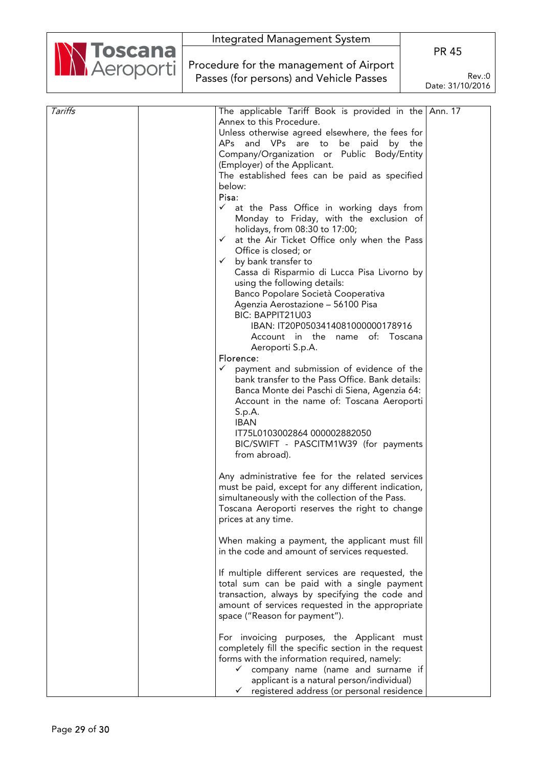| *Tariffs* | | The applicable Tariff Book is provided in the Annex to this Procedure.<br>Unless otherwise agreed elsewhere, the fees for APs and VPs are to be paid by the Company/Organization or Public Body/Entity (Employer) of the Applicant.<br>The established fees can be paid as specified below:<br>Pisa:<br>✓ at the Pass Office in working days from Monday to Friday, with the exclusion of holidays, from 08:30 to 17:00;<br>✓ at the Air Ticket Office only when the Pass Office is closed; or<br>✓ by bank transfer to Cassa di Risparmio di Lucca Pisa Livorno by using the following details:<br>Banco Popolare Società Cooperativa<br>Agenzia Aerostazione – 56100 Pisa<br>BIC: BAPPIT21U03<br>IBAN: IT20P0503414081000000178916<br>Account in the name of: Toscana Aeroporti S.p.A.<br>Florence:<br>✓ payment and submission of evidence of the bank transfer to the Pass Office. Bank details: Banca Monte dei Paschi di Siena, Agenzia 64: Account in the name of: Toscana Aeroporti S.p.A.<br>IBAN<br>IT75L0103002864 000002882050<br>BIC/SWIFT - PASCITM1W39 (for payments from abroad).<br><br>Any administrative fee for the related services must be paid, except for any different indication, simultaneously with the collection of the Pass.<br>Toscana Aeroporti reserves the right to change prices at any time.<br><br>When making a payment, the applicant must fill in the code and amount of services requested.<br><br>If multiple different services are requested, the total sum can be paid with a single payment transaction, always by specifying the code and amount of services requested in the appropriate space ("Reason for payment").<br><br>For invoicing purposes, the Applicant must completely fill the specific section in the request forms with the information required, namely:<br>✓ company name (name and surname if applicant is a natural person/individual)<br>✓ registered address (or personal residence | Ann. 17 |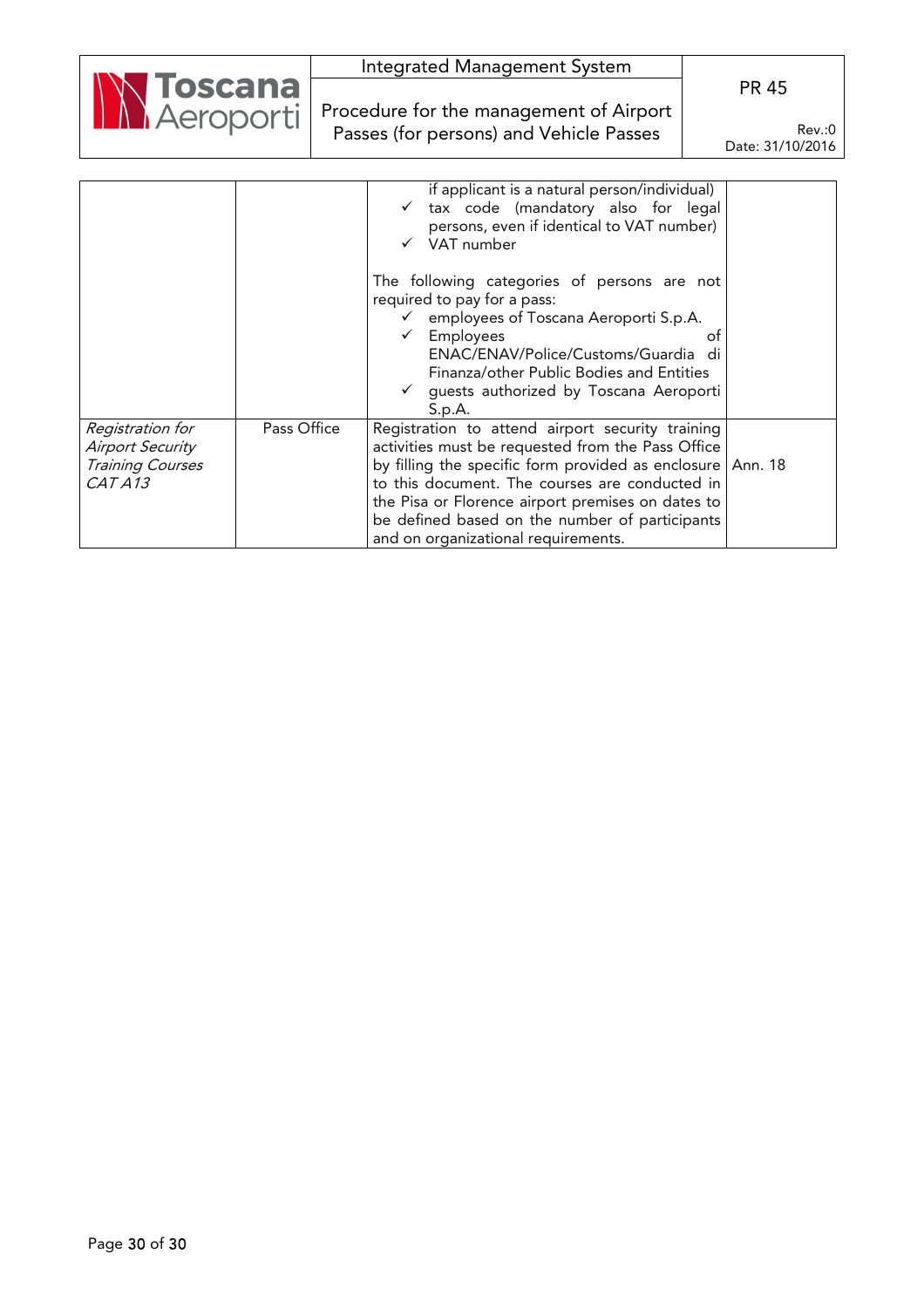| | | | |
|---|---|---|---|
| | | if applicant is a natural person/individual)<br>✓ tax code (mandatory also for legal persons, even if identical to VAT number)<br>✓ VAT number<br><br>The following categories of persons are not required to pay for a pass:<br>✓ employees of Toscana Aeroporti S.p.A.<br>✓ Employees of ENAC/ENAV/Police/Customs/Guardia di Finanza/other Public Bodies and Entities<br>✓ guests authorized by Toscana Aeroporti S.p.A. | |
| *Registration for Airport Security Training Courses CAT A13* | Pass Office | Registration to attend airport security training activities must be requested from the Pass Office by filling the specific form provided as enclosure to this document. The courses are conducted in the Pisa or Florence airport premises on dates to be defined based on the number of participants and on organizational requirements. | Ann. 18 |